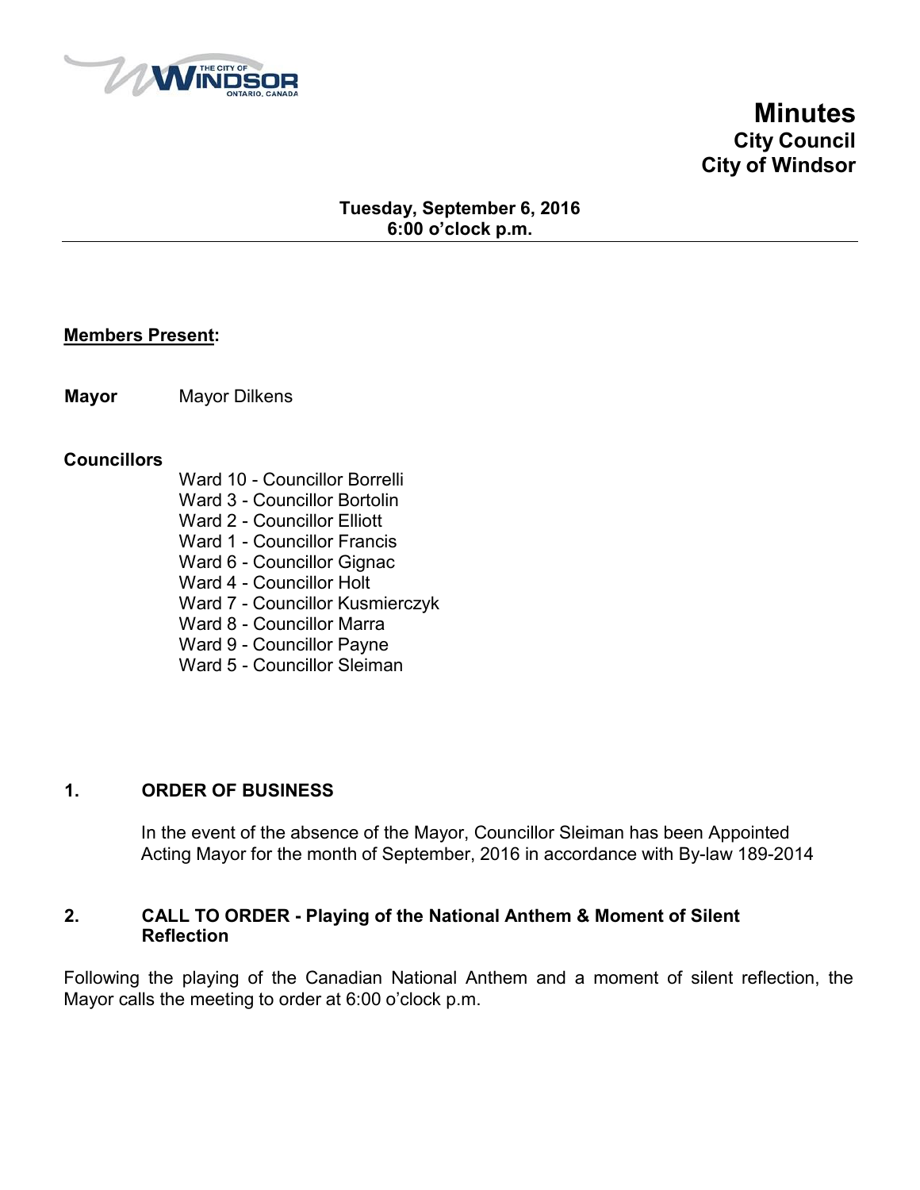# Minutes
## City Council
## City of Windsor

**Tuesday, September 6, 2016**
**6:00 o'clock p.m.**

---

**Members Present:**

**Mayor** Mayor Dilkens

**Councillors**

Ward 10 - Councillor Borrelli
Ward 3 - Councillor Bortolin
Ward 2 - Councillor Elliott
Ward 1 - Councillor Francis
Ward 6 - Councillor Gignac
Ward 4 - Councillor Holt
Ward 7 - Councillor Kusmierczyk
Ward 8 - Councillor Marra
Ward 9 - Councillor Payne
Ward 5 - Councillor Sleiman

### 1. ORDER OF BUSINESS

In the event of the absence of the Mayor, Councillor Sleiman has been Appointed Acting Mayor for the month of September, 2016 in accordance with By-law 189-2014

### 2. CALL TO ORDER - Playing of the National Anthem & Moment of Silent Reflection

Following the playing of the Canadian National Anthem and a moment of silent reflection, the Mayor calls the meeting to order at 6:00 o'clock p.m.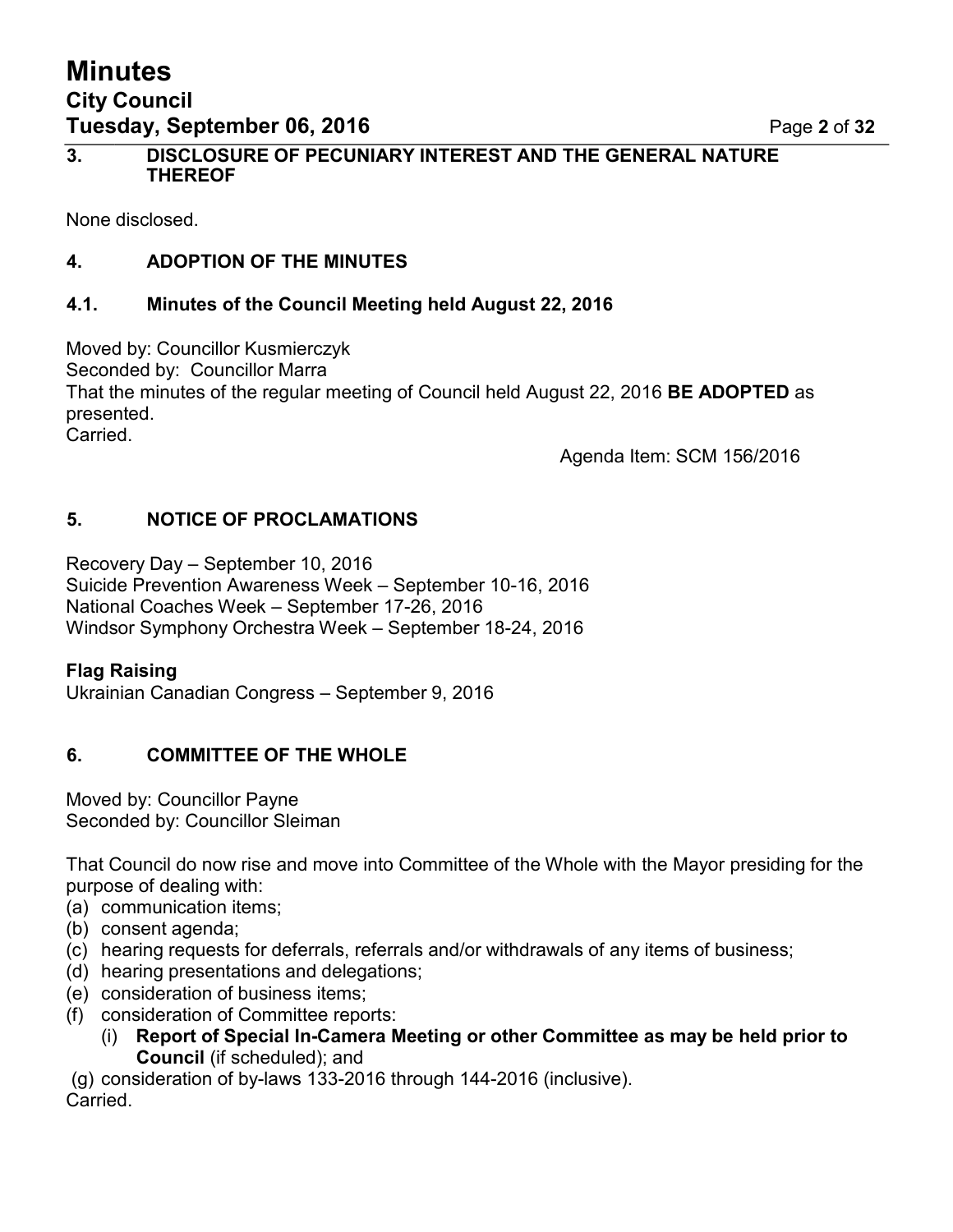## 3. DISCLOSURE OF PECUNIARY INTEREST AND THE GENERAL NATURE THEREOF

None disclosed.

## 4. ADOPTION OF THE MINUTES

### 4.1. Minutes of the Council Meeting held August 22, 2016

Moved by: Councillor Kusmierczyk
Seconded by: Councillor Marra
That the minutes of the regular meeting of Council held August 22, 2016 **BE ADOPTED** as presented.
Carried.

Agenda Item: SCM 156/2016

## 5. NOTICE OF PROCLAMATIONS

Recovery Day – September 10, 2016
Suicide Prevention Awareness Week – September 10-16, 2016
National Coaches Week – September 17-26, 2016
Windsor Symphony Orchestra Week – September 18-24, 2016

**Flag Raising**
Ukrainian Canadian Congress – September 9, 2016

## 6. COMMITTEE OF THE WHOLE

Moved by: Councillor Payne
Seconded by: Councillor Sleiman

That Council do now rise and move into Committee of the Whole with the Mayor presiding for the purpose of dealing with:

(a) communication items;
(b) consent agenda;
(c) hearing requests for deferrals, referrals and/or withdrawals of any items of business;
(d) hearing presentations and delegations;
(e) consideration of business items;
(f) consideration of Committee reports:
  (i) **Report of Special In-Camera Meeting or other Committee as may be held prior to Council** (if scheduled); and
(g) consideration of by-laws 133-2016 through 144-2016 (inclusive).

Carried.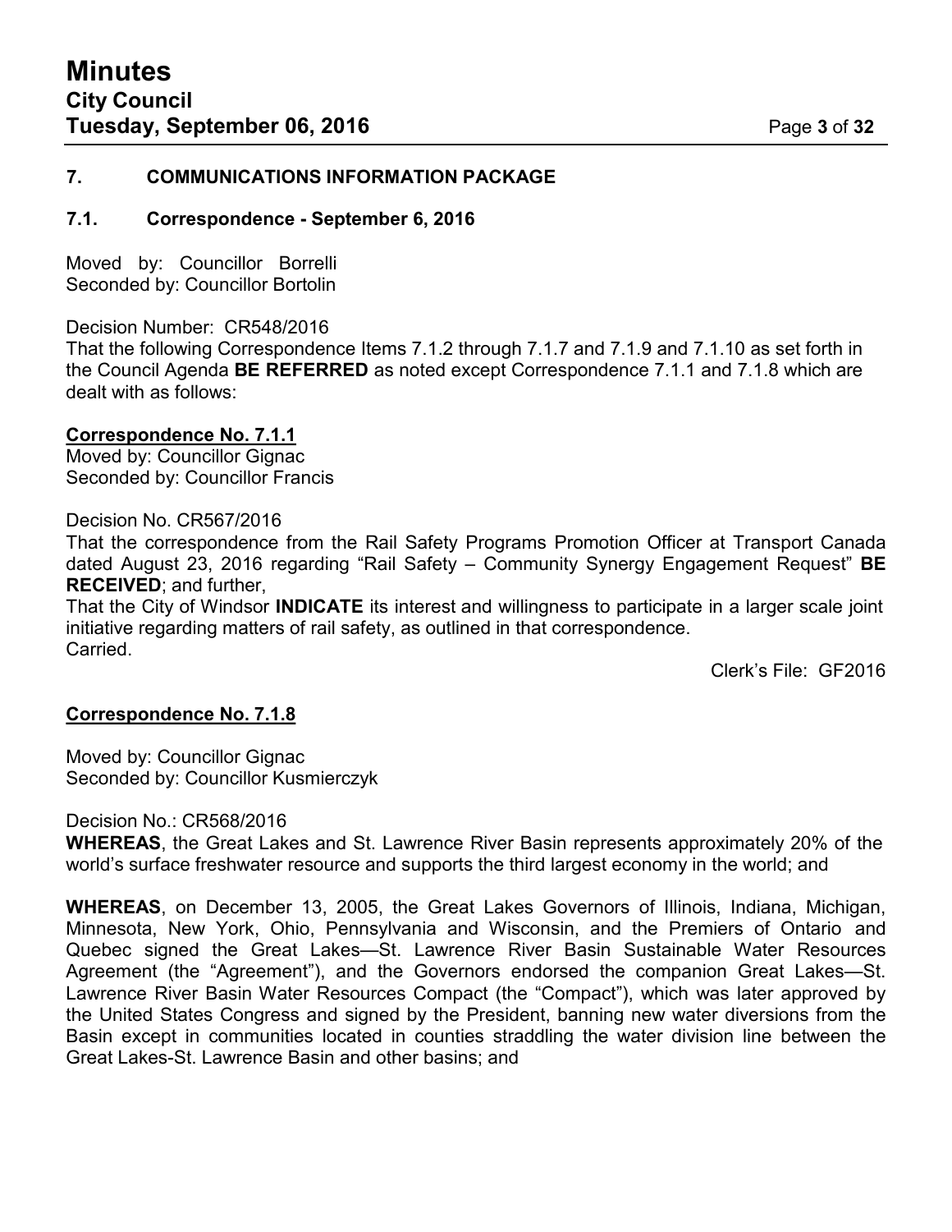## 7. COMMUNICATIONS INFORMATION PACKAGE

### 7.1. Correspondence - September 6, 2016

Moved by: Councillor Borrelli
Seconded by: Councillor Bortolin

Decision Number: CR548/2016
That the following Correspondence Items 7.1.2 through 7.1.7 and 7.1.9 and 7.1.10 as set forth in the Council Agenda **BE REFERRED** as noted except Correspondence 7.1.1 and 7.1.8 which are dealt with as follows:

**Correspondence No. 7.1.1**
Moved by: Councillor Gignac
Seconded by: Councillor Francis

Decision No. CR567/2016
That the correspondence from the Rail Safety Programs Promotion Officer at Transport Canada dated August 23, 2016 regarding "Rail Safety – Community Synergy Engagement Request" **BE RECEIVED**; and further,
That the City of Windsor **INDICATE** its interest and willingness to participate in a larger scale joint initiative regarding matters of rail safety, as outlined in that correspondence.
Carried.

Clerk's File: GF2016

**Correspondence No. 7.1.8**

Moved by: Councillor Gignac
Seconded by: Councillor Kusmierczyk

Decision No.: CR568/2016
**WHEREAS**, the Great Lakes and St. Lawrence River Basin represents approximately 20% of the world's surface freshwater resource and supports the third largest economy in the world; and

**WHEREAS**, on December 13, 2005, the Great Lakes Governors of Illinois, Indiana, Michigan, Minnesota, New York, Ohio, Pennsylvania and Wisconsin, and the Premiers of Ontario and Quebec signed the Great Lakes—St. Lawrence River Basin Sustainable Water Resources Agreement (the "Agreement"), and the Governors endorsed the companion Great Lakes—St. Lawrence River Basin Water Resources Compact (the "Compact"), which was later approved by the United States Congress and signed by the President, banning new water diversions from the Basin except in communities located in counties straddling the water division line between the Great Lakes-St. Lawrence Basin and other basins; and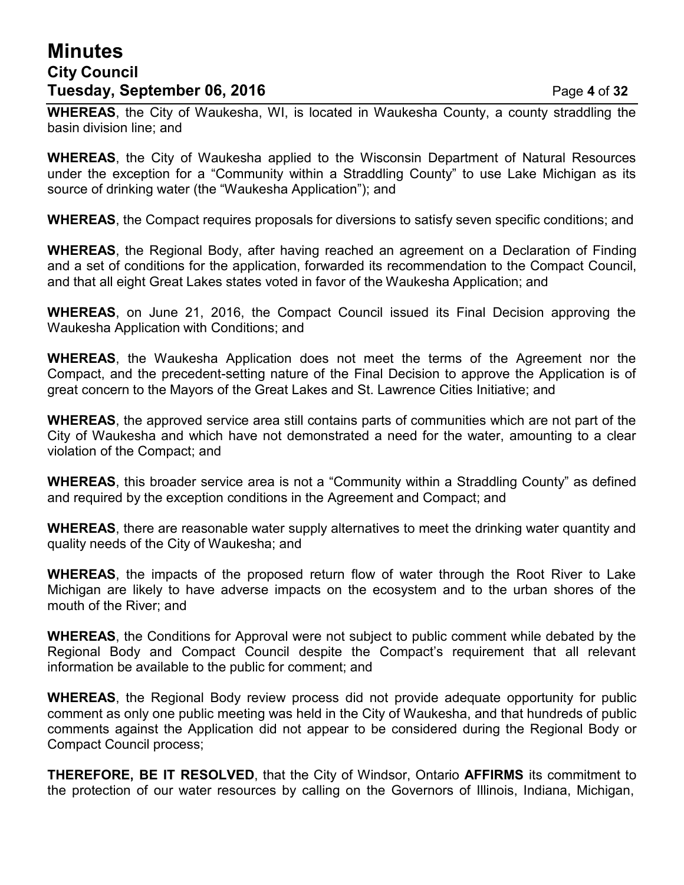**WHEREAS**, the City of Waukesha, WI, is located in Waukesha County, a county straddling the basin division line; and

**WHEREAS**, the City of Waukesha applied to the Wisconsin Department of Natural Resources under the exception for a "Community within a Straddling County" to use Lake Michigan as its source of drinking water (the "Waukesha Application"); and

**WHEREAS**, the Compact requires proposals for diversions to satisfy seven specific conditions; and

**WHEREAS**, the Regional Body, after having reached an agreement on a Declaration of Finding and a set of conditions for the application, forwarded its recommendation to the Compact Council, and that all eight Great Lakes states voted in favor of the Waukesha Application; and

**WHEREAS**, on June 21, 2016, the Compact Council issued its Final Decision approving the Waukesha Application with Conditions; and

**WHEREAS**, the Waukesha Application does not meet the terms of the Agreement nor the Compact, and the precedent-setting nature of the Final Decision to approve the Application is of great concern to the Mayors of the Great Lakes and St. Lawrence Cities Initiative; and

**WHEREAS**, the approved service area still contains parts of communities which are not part of the City of Waukesha and which have not demonstrated a need for the water, amounting to a clear violation of the Compact; and

**WHEREAS**, this broader service area is not a "Community within a Straddling County" as defined and required by the exception conditions in the Agreement and Compact; and

**WHEREAS**, there are reasonable water supply alternatives to meet the drinking water quantity and quality needs of the City of Waukesha; and

**WHEREAS**, the impacts of the proposed return flow of water through the Root River to Lake Michigan are likely to have adverse impacts on the ecosystem and to the urban shores of the mouth of the River; and

**WHEREAS**, the Conditions for Approval were not subject to public comment while debated by the Regional Body and Compact Council despite the Compact's requirement that all relevant information be available to the public for comment; and

**WHEREAS**, the Regional Body review process did not provide adequate opportunity for public comment as only one public meeting was held in the City of Waukesha, and that hundreds of public comments against the Application did not appear to be considered during the Regional Body or Compact Council process;

**THEREFORE, BE IT RESOLVED**, that the City of Windsor, Ontario **AFFIRMS** its commitment to the protection of our water resources by calling on the Governors of Illinois, Indiana, Michigan,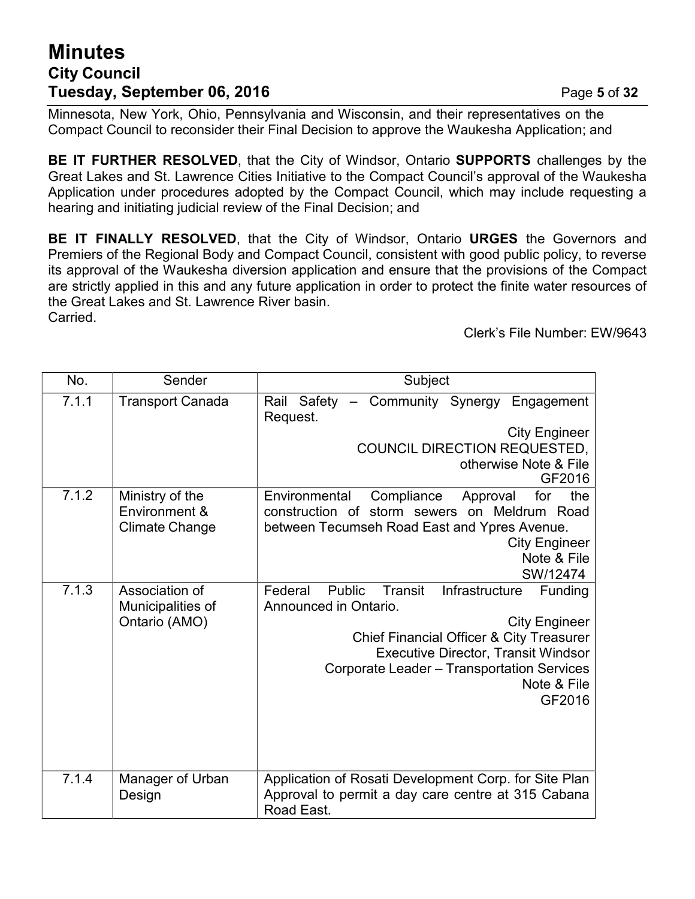Minnesota, New York, Ohio, Pennsylvania and Wisconsin, and their representatives on the Compact Council to reconsider their Final Decision to approve the Waukesha Application; and

**BE IT FURTHER RESOLVED**, that the City of Windsor, Ontario **SUPPORTS** challenges by the Great Lakes and St. Lawrence Cities Initiative to the Compact Council's approval of the Waukesha Application under procedures adopted by the Compact Council, which may include requesting a hearing and initiating judicial review of the Final Decision; and

**BE IT FINALLY RESOLVED**, that the City of Windsor, Ontario **URGES** the Governors and Premiers of the Regional Body and Compact Council, consistent with good public policy, to reverse its approval of the Waukesha diversion application and ensure that the provisions of the Compact are strictly applied in this and any future application in order to protect the finite water resources of the Great Lakes and St. Lawrence River basin.
Carried.

Clerk's File Number: EW/9643

| No. | Sender | Subject |
|---|---|---|
| 7.1.1 | Transport Canada | Rail Safety – Community Synergy Engagement Request.<br>City Engineer<br>COUNCIL DIRECTION REQUESTED, otherwise Note & File<br>GF2016 |
| 7.1.2 | Ministry of the Environment & Climate Change | Environmental Compliance Approval for the construction of storm sewers on Meldrum Road between Tecumseh Road East and Ypres Avenue.<br>City Engineer<br>Note & File<br>SW/12474 |
| 7.1.3 | Association of Municipalities of Ontario (AMO) | Federal Public Transit Infrastructure Funding Announced in Ontario.<br>City Engineer<br>Chief Financial Officer & City Treasurer<br>Executive Director, Transit Windsor<br>Corporate Leader – Transportation Services<br>Note & File<br>GF2016 |
| 7.1.4 | Manager of Urban Design | Application of Rosati Development Corp. for Site Plan Approval to permit a day care centre at 315 Cabana Road East. |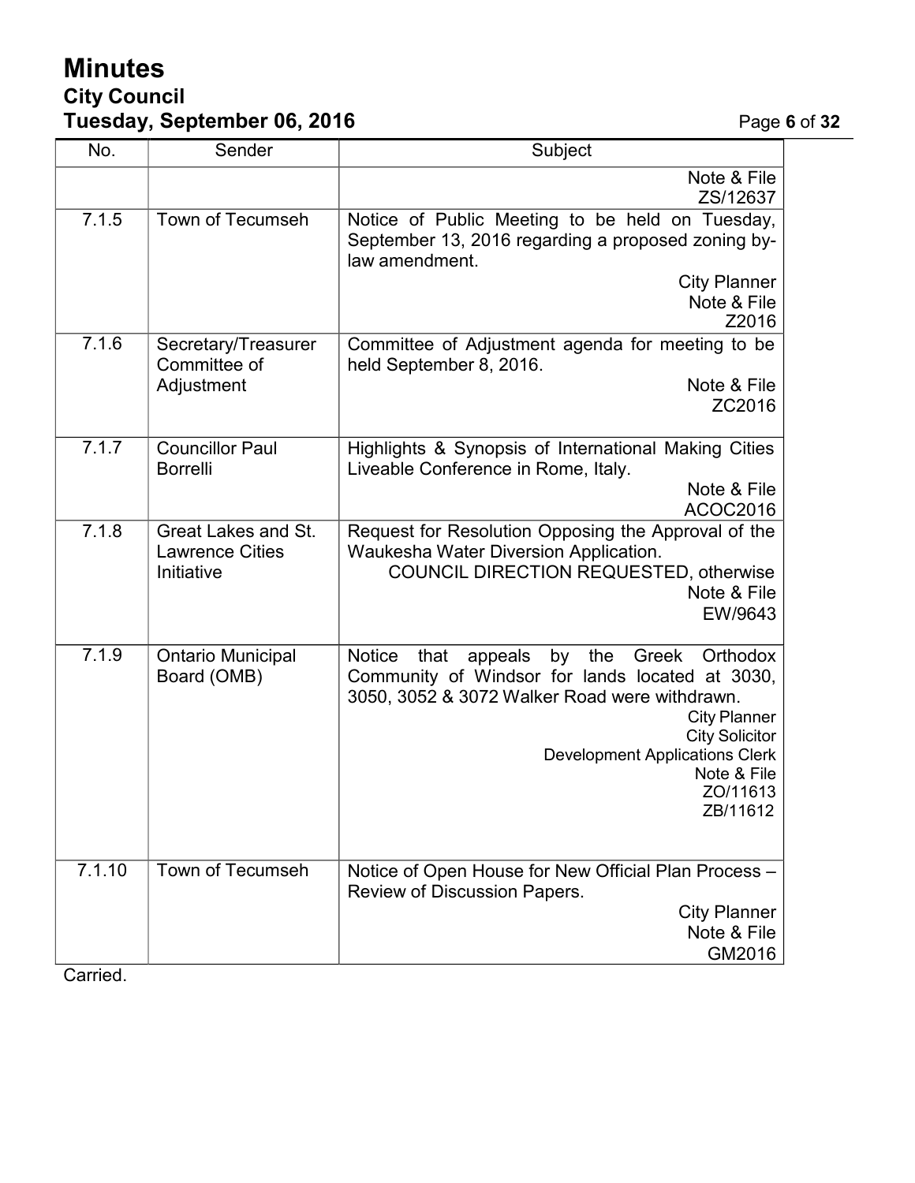| No. | Sender | Subject |
|---|---|---|
| | | Note & File<br>ZS/12637 |
| 7.1.5 | Town of Tecumseh | Notice of Public Meeting to be held on Tuesday, September 13, 2016 regarding a proposed zoning by-law amendment.<br>City Planner<br>Note & File<br>Z2016 |
| 7.1.6 | Secretary/Treasurer Committee of Adjustment | Committee of Adjustment agenda for meeting to be held September 8, 2016.<br>Note & File<br>ZC2016 |
| 7.1.7 | Councillor Paul Borrelli | Highlights & Synopsis of International Making Cities Liveable Conference in Rome, Italy.<br>Note & File<br>ACOC2016 |
| 7.1.8 | Great Lakes and St. Lawrence Cities Initiative | Request for Resolution Opposing the Approval of the Waukesha Water Diversion Application.<br>COUNCIL DIRECTION REQUESTED, otherwise<br>Note & File<br>EW/9643 |
| 7.1.9 | Ontario Municipal Board (OMB) | Notice that appeals by the Greek Orthodox Community of Windsor for lands located at 3030, 3050, 3052 & 3072 Walker Road were withdrawn.<br>City Planner<br>City Solicitor<br>Development Applications Clerk<br>Note & File<br>ZO/11613<br>ZB/11612 |
| 7.1.10 | Town of Tecumseh | Notice of Open House for New Official Plan Process – Review of Discussion Papers.<br>City Planner<br>Note & File<br>GM2016 |

Carried.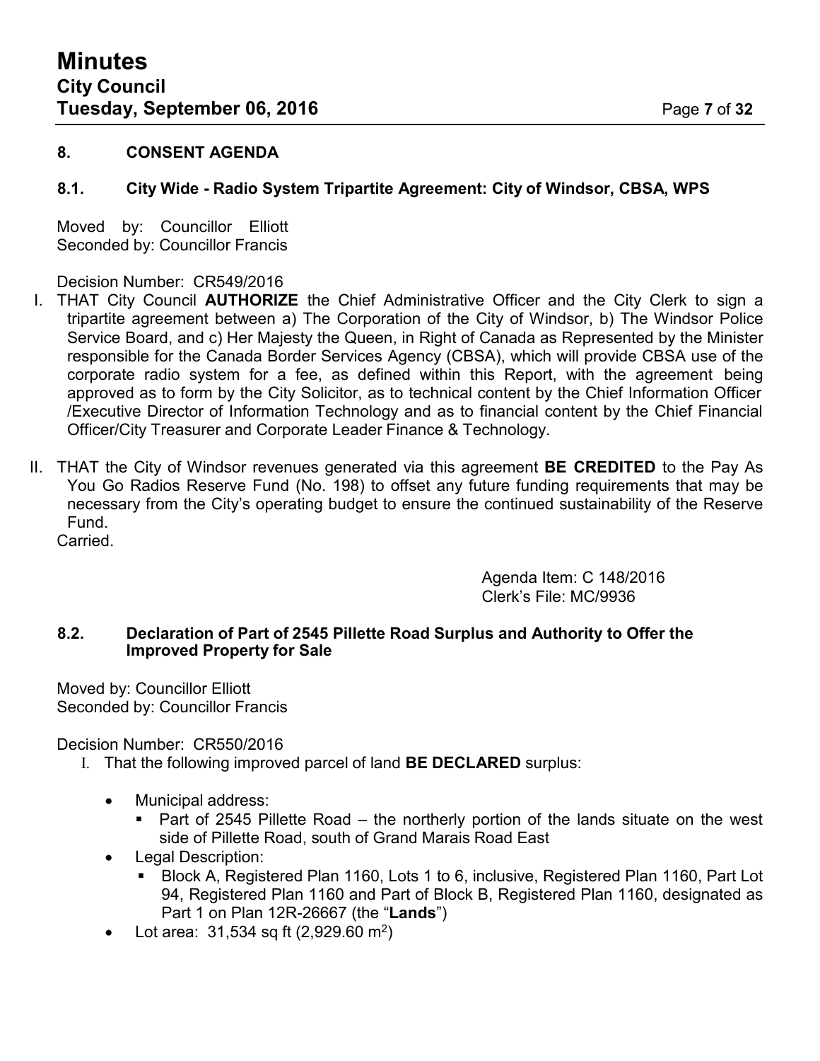## 8. CONSENT AGENDA

### 8.1. City Wide - Radio System Tripartite Agreement: City of Windsor, CBSA, WPS

Moved by: Councillor Elliott
Seconded by: Councillor Francis

Decision Number: CR549/2016

I. THAT City Council **AUTHORIZE** the Chief Administrative Officer and the City Clerk to sign a tripartite agreement between a) The Corporation of the City of Windsor, b) The Windsor Police Service Board, and c) Her Majesty the Queen, in Right of Canada as Represented by the Minister responsible for the Canada Border Services Agency (CBSA), which will provide CBSA use of the corporate radio system for a fee, as defined within this Report, with the agreement being approved as to form by the City Solicitor, as to technical content by the Chief Information Officer /Executive Director of Information Technology and as to financial content by the Chief Financial Officer/City Treasurer and Corporate Leader Finance & Technology.

II. THAT the City of Windsor revenues generated via this agreement **BE CREDITED** to the Pay As You Go Radios Reserve Fund (No. 198) to offset any future funding requirements that may be necessary from the City's operating budget to ensure the continued sustainability of the Reserve Fund.

Carried.

Agenda Item: C 148/2016
Clerk's File: MC/9936

### 8.2. Declaration of Part of 2545 Pillette Road Surplus and Authority to Offer the Improved Property for Sale

Moved by: Councillor Elliott
Seconded by: Councillor Francis

Decision Number: CR550/2016

I. That the following improved parcel of land **BE DECLARED** surplus:

- Municipal address:
  - Part of 2545 Pillette Road – the northerly portion of the lands situate on the west side of Pillette Road, south of Grand Marais Road East
- Legal Description:
  - Block A, Registered Plan 1160, Lots 1 to 6, inclusive, Registered Plan 1160, Part Lot 94, Registered Plan 1160 and Part of Block B, Registered Plan 1160, designated as Part 1 on Plan 12R-26667 (the "**Lands**")
- Lot area: 31,534 sq ft (2,929.60 m$^2$)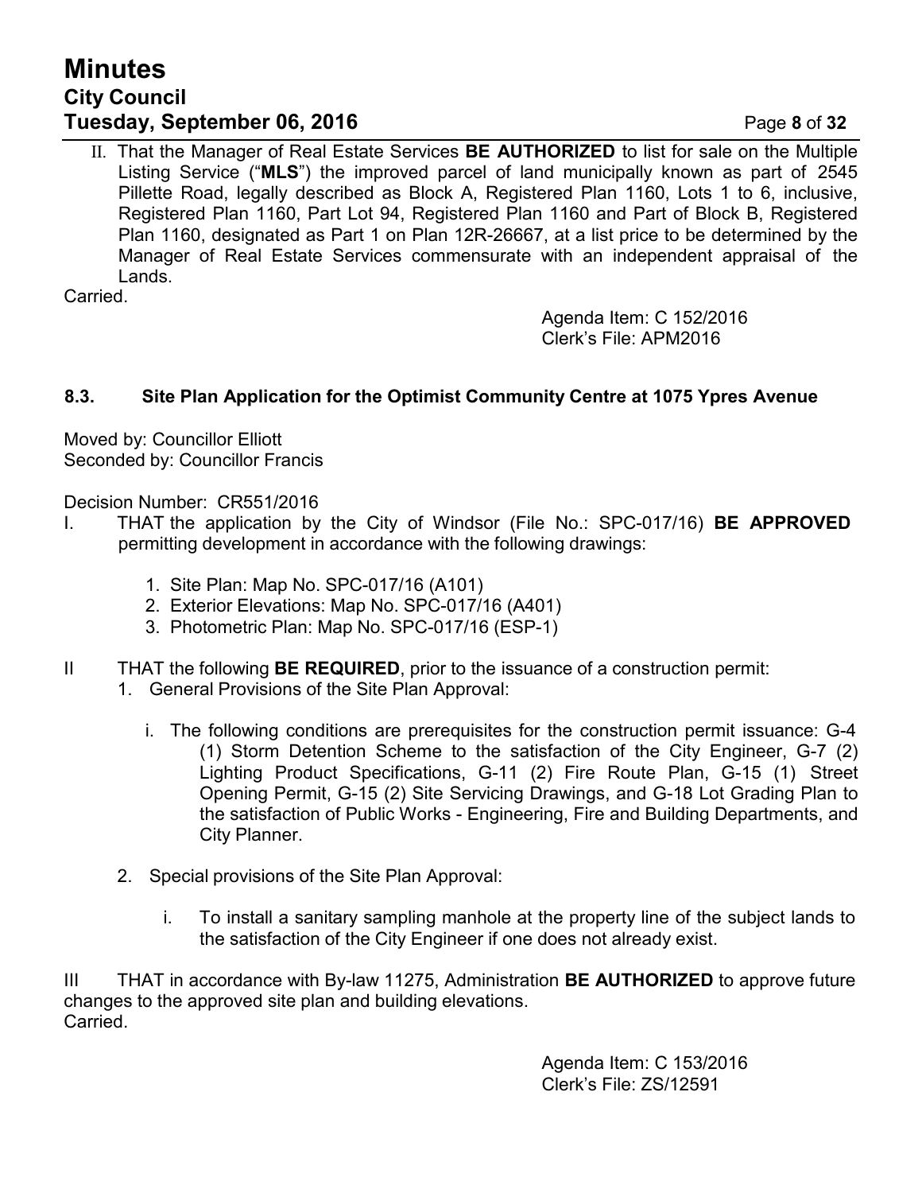II. That the Manager of Real Estate Services **BE AUTHORIZED** to list for sale on the Multiple Listing Service ("**MLS**") the improved parcel of land municipally known as part of 2545 Pillette Road, legally described as Block A, Registered Plan 1160, Lots 1 to 6, inclusive, Registered Plan 1160, Part Lot 94, Registered Plan 1160 and Part of Block B, Registered Plan 1160, designated as Part 1 on Plan 12R-26667, at a list price to be determined by the Manager of Real Estate Services commensurate with an independent appraisal of the Lands.

Carried.

Agenda Item: C 152/2016
Clerk's File: APM2016

### 8.3. Site Plan Application for the Optimist Community Centre at 1075 Ypres Avenue

Moved by: Councillor Elliott
Seconded by: Councillor Francis

Decision Number: CR551/2016

I. THAT the application by the City of Windsor (File No.: SPC-017/16) **BE APPROVED** permitting development in accordance with the following drawings:

1. Site Plan: Map No. SPC-017/16 (A101)
2. Exterior Elevations: Map No. SPC-017/16 (A401)
3. Photometric Plan: Map No. SPC-017/16 (ESP-1)

II THAT the following **BE REQUIRED**, prior to the issuance of a construction permit:

1. General Provisions of the Site Plan Approval:

   i. The following conditions are prerequisites for the construction permit issuance: G-4 (1) Storm Detention Scheme to the satisfaction of the City Engineer, G-7 (2) Lighting Product Specifications, G-11 (2) Fire Route Plan, G-15 (1) Street Opening Permit, G-15 (2) Site Servicing Drawings, and G-18 Lot Grading Plan to the satisfaction of Public Works - Engineering, Fire and Building Departments, and City Planner.

2. Special provisions of the Site Plan Approval:

   i. To install a sanitary sampling manhole at the property line of the subject lands to the satisfaction of the City Engineer if one does not already exist.

III THAT in accordance with By-law 11275, Administration **BE AUTHORIZED** to approve future changes to the approved site plan and building elevations.

Carried.

Agenda Item: C 153/2016
Clerk's File: ZS/12591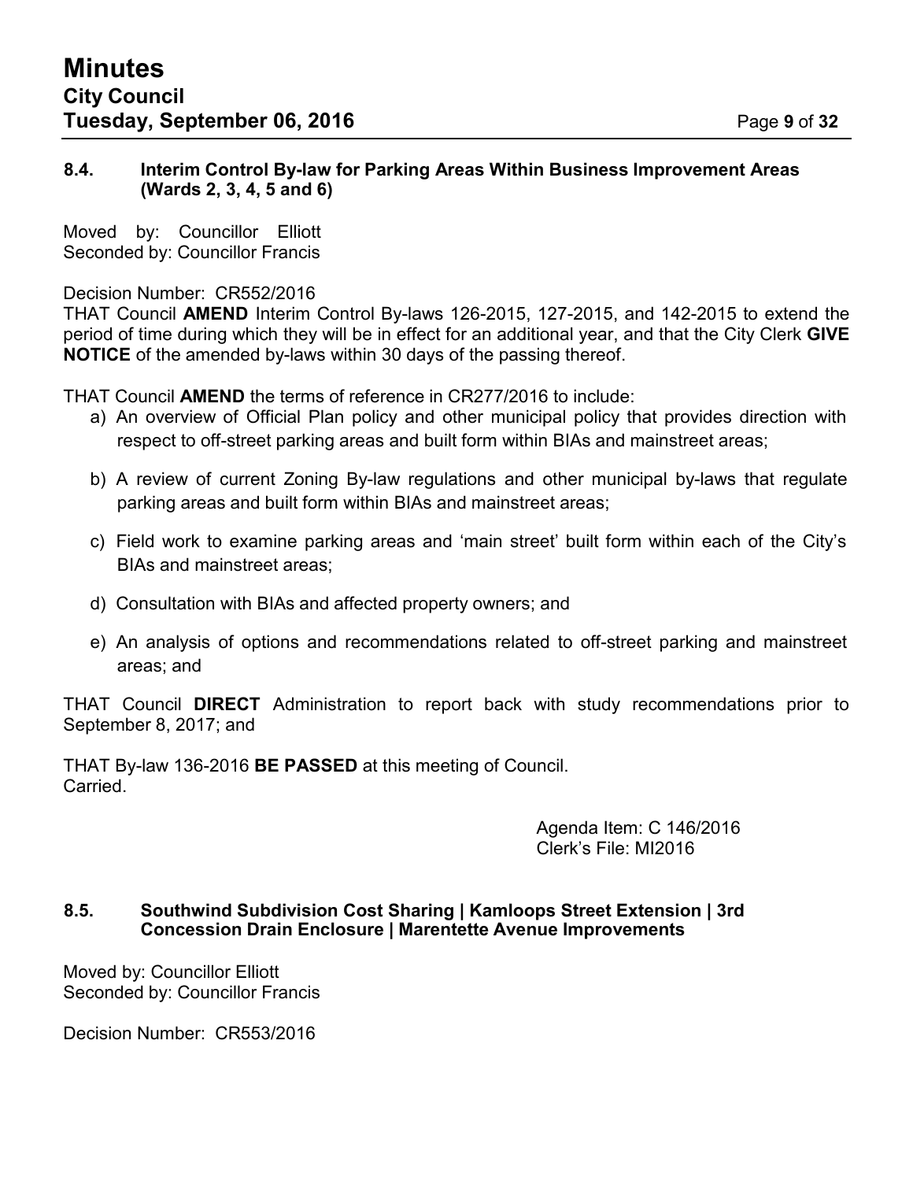### 8.4. Interim Control By-law for Parking Areas Within Business Improvement Areas (Wards 2, 3, 4, 5 and 6)

Moved by: Councillor Elliott
Seconded by: Councillor Francis

Decision Number: CR552/2016
THAT Council **AMEND** Interim Control By-laws 126-2015, 127-2015, and 142-2015 to extend the period of time during which they will be in effect for an additional year, and that the City Clerk **GIVE NOTICE** of the amended by-laws within 30 days of the passing thereof.

THAT Council **AMEND** the terms of reference in CR277/2016 to include:

a) An overview of Official Plan policy and other municipal policy that provides direction with respect to off-street parking areas and built form within BIAs and mainstreet areas;

b) A review of current Zoning By-law regulations and other municipal by-laws that regulate parking areas and built form within BIAs and mainstreet areas;

c) Field work to examine parking areas and 'main street' built form within each of the City's BIAs and mainstreet areas;

d) Consultation with BIAs and affected property owners; and

e) An analysis of options and recommendations related to off-street parking and mainstreet areas; and

THAT Council **DIRECT** Administration to report back with study recommendations prior to September 8, 2017; and

THAT By-law 136-2016 **BE PASSED** at this meeting of Council.
Carried.

Agenda Item: C 146/2016
Clerk's File: MI2016

### 8.5. Southwind Subdivision Cost Sharing | Kamloops Street Extension | 3rd Concession Drain Enclosure | Marentette Avenue Improvements

Moved by: Councillor Elliott
Seconded by: Councillor Francis

Decision Number: CR553/2016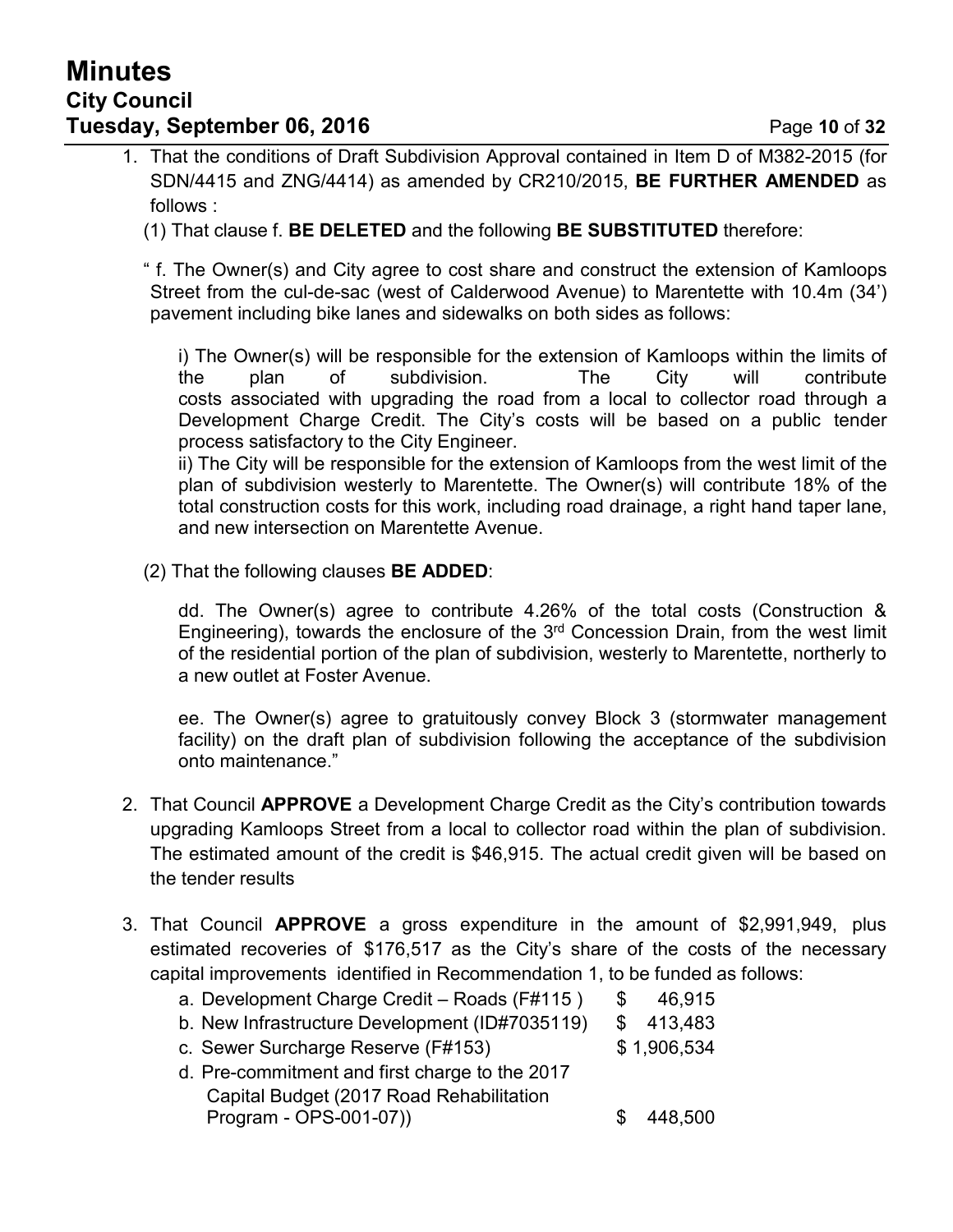1. That the conditions of Draft Subdivision Approval contained in Item D of M382-2015 (for SDN/4415 and ZNG/4414) as amended by CR210/2015, **BE FURTHER AMENDED** as follows :

   (1) That clause f. **BE DELETED** and the following **BE SUBSTITUTED** therefore:

   " f. The Owner(s) and City agree to cost share and construct the extension of Kamloops Street from the cul-de-sac (west of Calderwood Avenue) to Marentette with 10.4m (34') pavement including bike lanes and sidewalks on both sides as follows:

   i) The Owner(s) will be responsible for the extension of Kamloops within the limits of the plan of subdivision. The City will contribute costs associated with upgrading the road from a local to collector road through a Development Charge Credit. The City's costs will be based on a public tender process satisfactory to the City Engineer.
   ii) The City will be responsible for the extension of Kamloops from the west limit of the plan of subdivision westerly to Marentette. The Owner(s) will contribute 18% of the total construction costs for this work, including road drainage, a right hand taper lane, and new intersection on Marentette Avenue.

   (2) That the following clauses **BE ADDED**:

   dd. The Owner(s) agree to contribute 4.26% of the total costs (Construction & Engineering), towards the enclosure of the 3rd Concession Drain, from the west limit of the residential portion of the plan of subdivision, westerly to Marentette, northerly to a new outlet at Foster Avenue.

   ee. The Owner(s) agree to gratuitously convey Block 3 (stormwater management facility) on the draft plan of subdivision following the acceptance of the subdivision onto maintenance."

2. That Council **APPROVE** a Development Charge Credit as the City's contribution towards upgrading Kamloops Street from a local to collector road within the plan of subdivision. The estimated amount of the credit is $46,915. The actual credit given will be based on the tender results

3. That Council **APPROVE** a gross expenditure in the amount of $2,991,949, plus estimated recoveries of $176,517 as the City's share of the costs of the necessary capital improvements identified in Recommendation 1, to be funded as follows:

   a. Development Charge Credit – Roads (F#115 ) $ 46,915
   b. New Infrastructure Development (ID#7035119) $ 413,483
   c. Sewer Surcharge Reserve (F#153) $ 1,906,534
   d. Pre-commitment and first charge to the 2017 Capital Budget (2017 Road Rehabilitation Program - OPS-001-07)) $ 448,500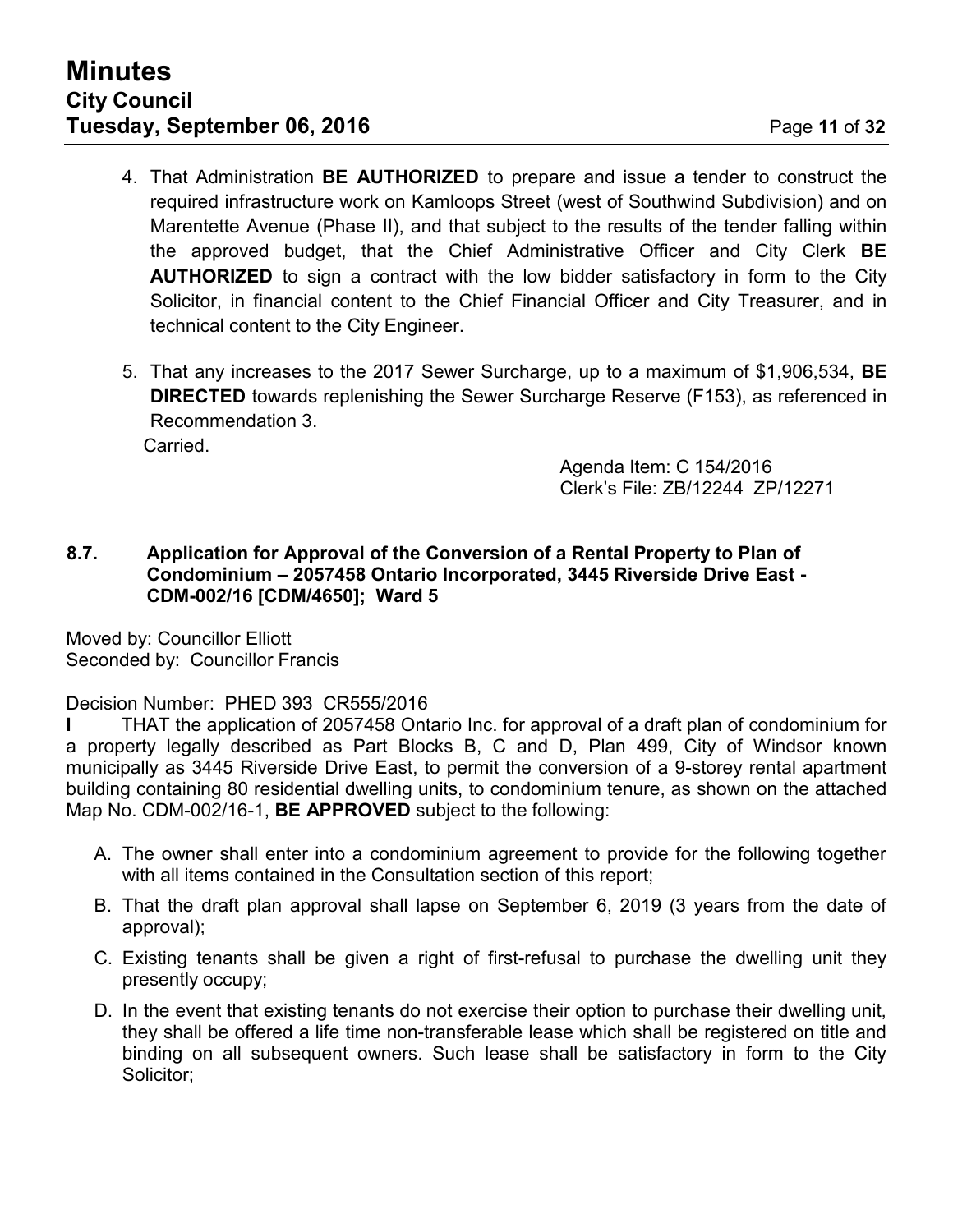4. That Administration **BE AUTHORIZED** to prepare and issue a tender to construct the required infrastructure work on Kamloops Street (west of Southwind Subdivision) and on Marentette Avenue (Phase II), and that subject to the results of the tender falling within the approved budget, that the Chief Administrative Officer and City Clerk **BE AUTHORIZED** to sign a contract with the low bidder satisfactory in form to the City Solicitor, in financial content to the Chief Financial Officer and City Treasurer, and in technical content to the City Engineer.

5. That any increases to the 2017 Sewer Surcharge, up to a maximum of $1,906,534, **BE DIRECTED** towards replenishing the Sewer Surcharge Reserve (F153), as referenced in Recommendation 3.

Carried.

Agenda Item: C 154/2016
Clerk's File: ZB/12244 ZP/12271

### 8.7. Application for Approval of the Conversion of a Rental Property to Plan of Condominium – 2057458 Ontario Incorporated, 3445 Riverside Drive East - CDM-002/16 [CDM/4650]; Ward 5

Moved by: Councillor Elliott
Seconded by: Councillor Francis

Decision Number: PHED 393 CR555/2016

**I** THAT the application of 2057458 Ontario Inc. for approval of a draft plan of condominium for a property legally described as Part Blocks B, C and D, Plan 499, City of Windsor known municipally as 3445 Riverside Drive East, to permit the conversion of a 9-storey rental apartment building containing 80 residential dwelling units, to condominium tenure, as shown on the attached Map No. CDM-002/16-1, **BE APPROVED** subject to the following:

A. The owner shall enter into a condominium agreement to provide for the following together with all items contained in the Consultation section of this report;

B. That the draft plan approval shall lapse on September 6, 2019 (3 years from the date of approval);

C. Existing tenants shall be given a right of first-refusal to purchase the dwelling unit they presently occupy;

D. In the event that existing tenants do not exercise their option to purchase their dwelling unit, they shall be offered a life time non-transferable lease which shall be registered on title and binding on all subsequent owners. Such lease shall be satisfactory in form to the City Solicitor;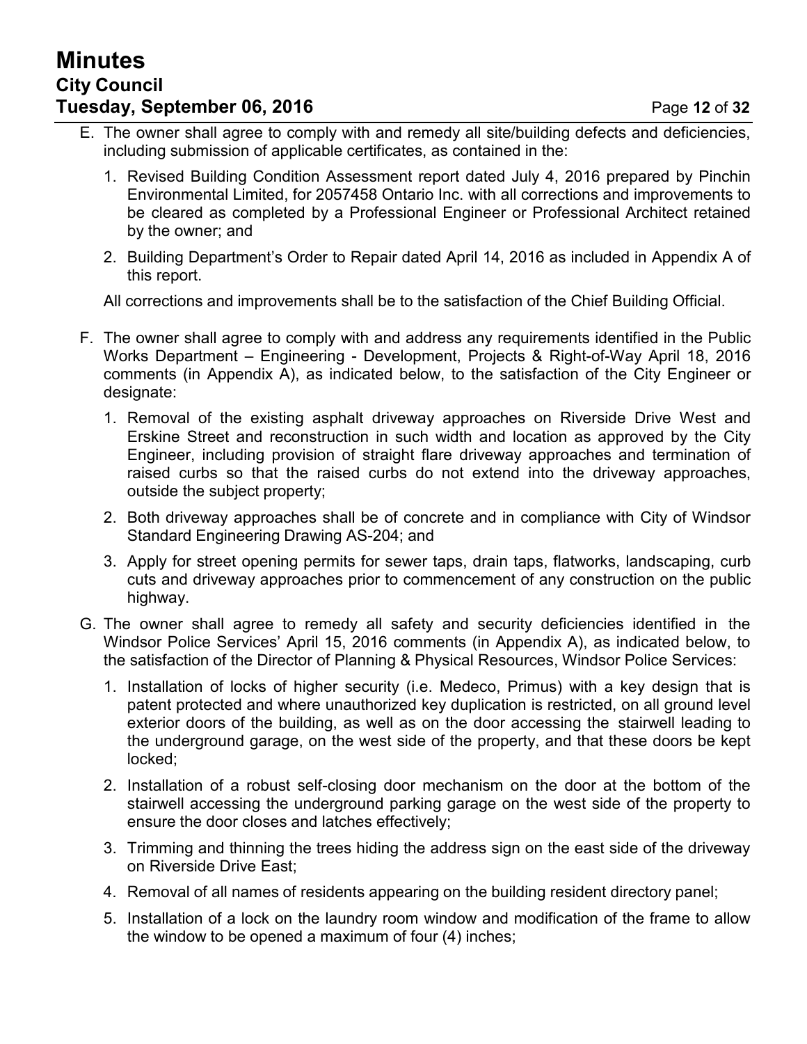E. The owner shall agree to comply with and remedy all site/building defects and deficiencies, including submission of applicable certificates, as contained in the:

   1. Revised Building Condition Assessment report dated July 4, 2016 prepared by Pinchin Environmental Limited, for 2057458 Ontario Inc. with all corrections and improvements to be cleared as completed by a Professional Engineer or Professional Architect retained by the owner; and

   2. Building Department's Order to Repair dated April 14, 2016 as included in Appendix A of this report.

   All corrections and improvements shall be to the satisfaction of the Chief Building Official.

F. The owner shall agree to comply with and address any requirements identified in the Public Works Department – Engineering - Development, Projects & Right-of-Way April 18, 2016 comments (in Appendix A), as indicated below, to the satisfaction of the City Engineer or designate:

   1. Removal of the existing asphalt driveway approaches on Riverside Drive West and Erskine Street and reconstruction in such width and location as approved by the City Engineer, including provision of straight flare driveway approaches and termination of raised curbs so that the raised curbs do not extend into the driveway approaches, outside the subject property;

   2. Both driveway approaches shall be of concrete and in compliance with City of Windsor Standard Engineering Drawing AS-204; and

   3. Apply for street opening permits for sewer taps, drain taps, flatworks, landscaping, curb cuts and driveway approaches prior to commencement of any construction on the public highway.

G. The owner shall agree to remedy all safety and security deficiencies identified in the Windsor Police Services' April 15, 2016 comments (in Appendix A), as indicated below, to the satisfaction of the Director of Planning & Physical Resources, Windsor Police Services:

   1. Installation of locks of higher security (i.e. Medeco, Primus) with a key design that is patent protected and where unauthorized key duplication is restricted, on all ground level exterior doors of the building, as well as on the door accessing the stairwell leading to the underground garage, on the west side of the property, and that these doors be kept locked;

   2. Installation of a robust self-closing door mechanism on the door at the bottom of the stairwell accessing the underground parking garage on the west side of the property to ensure the door closes and latches effectively;

   3. Trimming and thinning the trees hiding the address sign on the east side of the driveway on Riverside Drive East;

   4. Removal of all names of residents appearing on the building resident directory panel;

   5. Installation of a lock on the laundry room window and modification of the frame to allow the window to be opened a maximum of four (4) inches;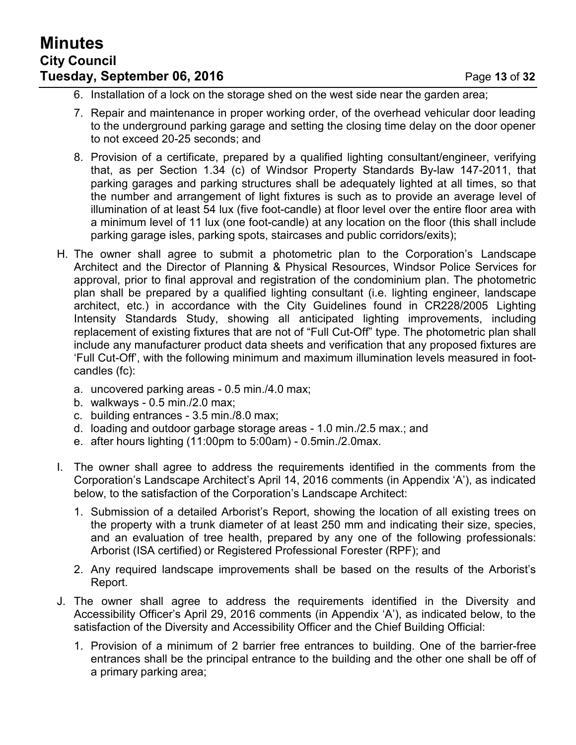6. Installation of a lock on the storage shed on the west side near the garden area;

7. Repair and maintenance in proper working order, of the overhead vehicular door leading to the underground parking garage and setting the closing time delay on the door opener to not exceed 20-25 seconds; and

8. Provision of a certificate, prepared by a qualified lighting consultant/engineer, verifying that, as per Section 1.34 (c) of Windsor Property Standards By-law 147-2011, that parking garages and parking structures shall be adequately lighted at all times, so that the number and arrangement of light fixtures is such as to provide an average level of illumination of at least 54 lux (five foot-candle) at floor level over the entire floor area with a minimum level of 11 lux (one foot-candle) at any location on the floor (this shall include parking garage isles, parking spots, staircases and public corridors/exits);

H. The owner shall agree to submit a photometric plan to the Corporation's Landscape Architect and the Director of Planning & Physical Resources, Windsor Police Services for approval, prior to final approval and registration of the condominium plan. The photometric plan shall be prepared by a qualified lighting consultant (i.e. lighting engineer, landscape architect, etc.) in accordance with the City Guidelines found in CR228/2005 Lighting Intensity Standards Study, showing all anticipated lighting improvements, including replacement of existing fixtures that are not of "Full Cut-Off" type. The photometric plan shall include any manufacturer product data sheets and verification that any proposed fixtures are 'Full Cut-Off', with the following minimum and maximum illumination levels measured in foot-candles (fc):

   a. uncovered parking areas - 0.5 min./4.0 max;
   b. walkways - 0.5 min./2.0 max;
   c. building entrances - 3.5 min./8.0 max;
   d. loading and outdoor garbage storage areas - 1.0 min./2.5 max.; and
   e. after hours lighting (11:00pm to 5:00am) - 0.5min./2.0max.

I. The owner shall agree to address the requirements identified in the comments from the Corporation's Landscape Architect's April 14, 2016 comments (in Appendix 'A'), as indicated below, to the satisfaction of the Corporation's Landscape Architect:

   1. Submission of a detailed Arborist's Report, showing the location of all existing trees on the property with a trunk diameter of at least 250 mm and indicating their size, species, and an evaluation of tree health, prepared by any one of the following professionals: Arborist (ISA certified) or Registered Professional Forester (RPF); and

   2. Any required landscape improvements shall be based on the results of the Arborist's Report.

J. The owner shall agree to address the requirements identified in the Diversity and Accessibility Officer's April 29, 2016 comments (in Appendix 'A'), as indicated below, to the satisfaction of the Diversity and Accessibility Officer and the Chief Building Official:

   1. Provision of a minimum of 2 barrier free entrances to building. One of the barrier-free entrances shall be the principal entrance to the building and the other one shall be off of a primary parking area;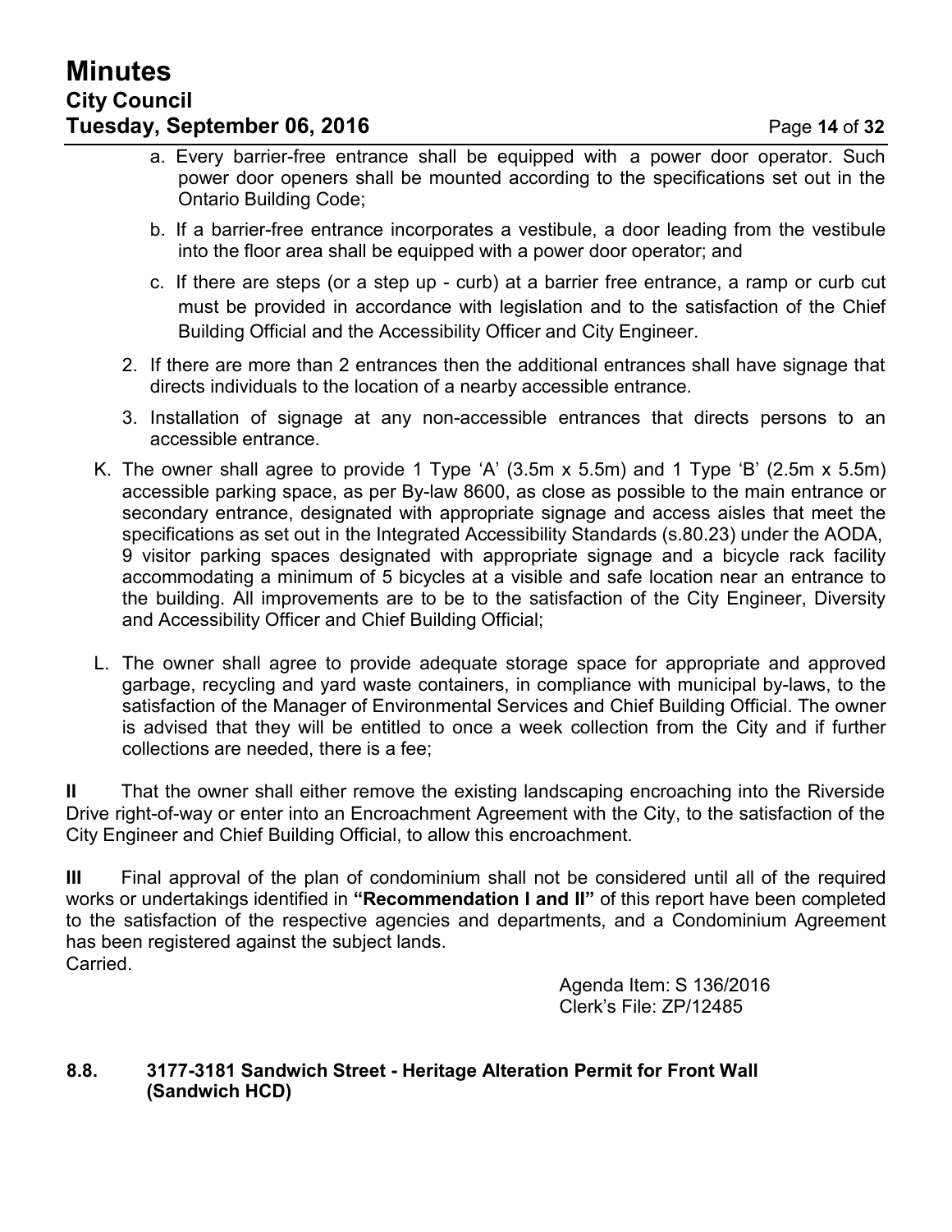a. Every barrier-free entrance shall be equipped with a power door operator. Such power door openers shall be mounted according to the specifications set out in the Ontario Building Code;

b. If a barrier-free entrance incorporates a vestibule, a door leading from the vestibule into the floor area shall be equipped with a power door operator; and

c. If there are steps (or a step up - curb) at a barrier free entrance, a ramp or curb cut must be provided in accordance with legislation and to the satisfaction of the Chief Building Official and the Accessibility Officer and City Engineer.

2. If there are more than 2 entrances then the additional entrances shall have signage that directs individuals to the location of a nearby accessible entrance.

3. Installation of signage at any non-accessible entrances that directs persons to an accessible entrance.

K. The owner shall agree to provide 1 Type 'A' (3.5m x 5.5m) and 1 Type 'B' (2.5m x 5.5m) accessible parking space, as per By-law 8600, as close as possible to the main entrance or secondary entrance, designated with appropriate signage and access aisles that meet the specifications as set out in the Integrated Accessibility Standards (s.80.23) under the AODA, 9 visitor parking spaces designated with appropriate signage and a bicycle rack facility accommodating a minimum of 5 bicycles at a visible and safe location near an entrance to the building. All improvements are to be to the satisfaction of the City Engineer, Diversity and Accessibility Officer and Chief Building Official;

L. The owner shall agree to provide adequate storage space for appropriate and approved garbage, recycling and yard waste containers, in compliance with municipal by-laws, to the satisfaction of the Manager of Environmental Services and Chief Building Official. The owner is advised that they will be entitled to once a week collection from the City and if further collections are needed, there is a fee;

**II** That the owner shall either remove the existing landscaping encroaching into the Riverside Drive right-of-way or enter into an Encroachment Agreement with the City, to the satisfaction of the City Engineer and Chief Building Official, to allow this encroachment.

**III** Final approval of the plan of condominium shall not be considered until all of the required works or undertakings identified in **"Recommendation I and II"** of this report have been completed to the satisfaction of the respective agencies and departments, and a Condominium Agreement has been registered against the subject lands.
Carried.

Agenda Item: S 136/2016
Clerk's File: ZP/12485

### 8.8. 3177-3181 Sandwich Street - Heritage Alteration Permit for Front Wall (Sandwich HCD)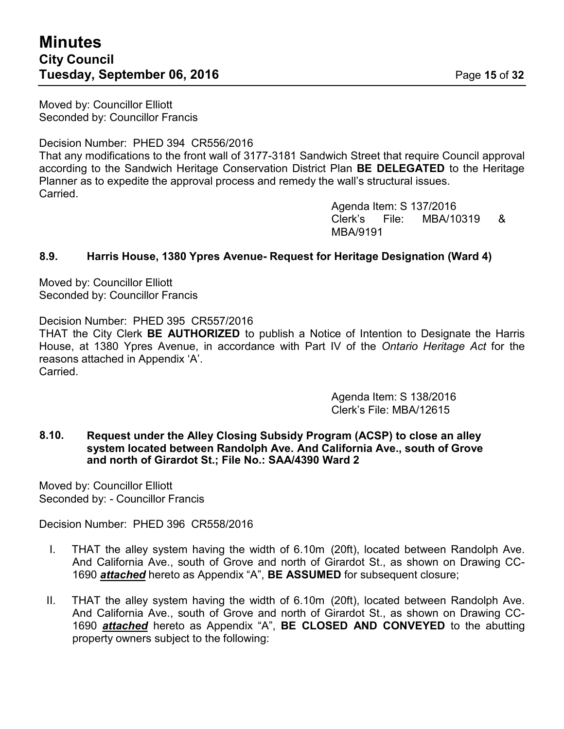Moved by: Councillor Elliott
Seconded by: Councillor Francis

Decision Number: PHED 394 CR556/2016
That any modifications to the front wall of 3177-3181 Sandwich Street that require Council approval according to the Sandwich Heritage Conservation District Plan **BE DELEGATED** to the Heritage Planner as to expedite the approval process and remedy the wall's structural issues.
Carried.

Agenda Item: S 137/2016
Clerk's File: MBA/10319 & MBA/9191

### 8.9. Harris House, 1380 Ypres Avenue- Request for Heritage Designation (Ward 4)

Moved by: Councillor Elliott
Seconded by: Councillor Francis

Decision Number: PHED 395 CR557/2016
THAT the City Clerk **BE AUTHORIZED** to publish a Notice of Intention to Designate the Harris House, at 1380 Ypres Avenue, in accordance with Part IV of the *Ontario Heritage Act* for the reasons attached in Appendix 'A'.
Carried.

Agenda Item: S 138/2016
Clerk's File: MBA/12615

### 8.10. Request under the Alley Closing Subsidy Program (ACSP) to close an alley system located between Randolph Ave. And California Ave., south of Grove and north of Girardot St.; File No.: SAA/4390 Ward 2

Moved by: Councillor Elliott
Seconded by: - Councillor Francis

Decision Number: PHED 396 CR558/2016

I. THAT the alley system having the width of 6.10m (20ft), located between Randolph Ave. And California Ave., south of Grove and north of Girardot St., as shown on Drawing CC-1690 ***attached*** hereto as Appendix "A", **BE ASSUMED** for subsequent closure;

II. THAT the alley system having the width of 6.10m (20ft), located between Randolph Ave. And California Ave., south of Grove and north of Girardot St., as shown on Drawing CC-1690 ***attached*** hereto as Appendix "A", **BE CLOSED AND CONVEYED** to the abutting property owners subject to the following: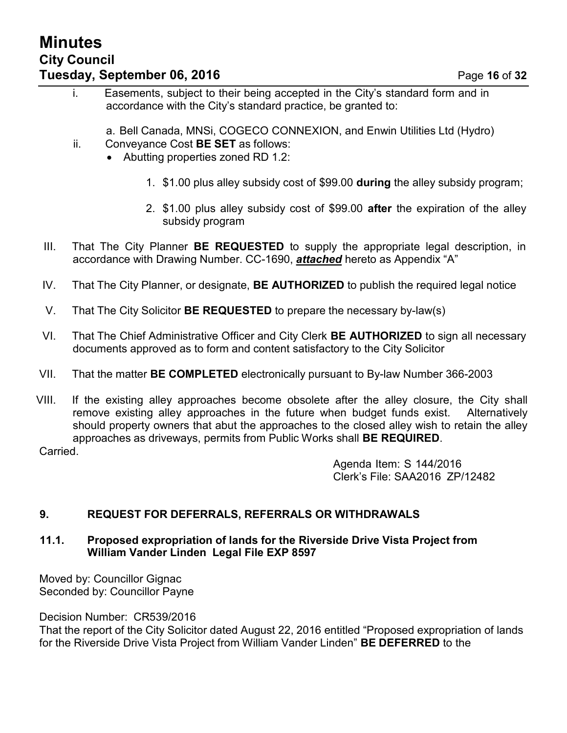i. Easements, subject to their being accepted in the City's standard form and in accordance with the City's standard practice, be granted to:

   a. Bell Canada, MNSi, COGECO CONNEXION, and Enwin Utilities Ltd (Hydro)

ii. Conveyance Cost **BE SET** as follows:
   - Abutting properties zoned RD 1.2:
     1. $1.00 plus alley subsidy cost of $99.00 **during** the alley subsidy program;
     2. $1.00 plus alley subsidy cost of $99.00 **after** the expiration of the alley subsidy program

III. That The City Planner **BE REQUESTED** to supply the appropriate legal description, in accordance with Drawing Number. CC-1690, ***attached*** hereto as Appendix "A"

IV. That The City Planner, or designate, **BE AUTHORIZED** to publish the required legal notice

V. That The City Solicitor **BE REQUESTED** to prepare the necessary by-law(s)

VI. That The Chief Administrative Officer and City Clerk **BE AUTHORIZED** to sign all necessary documents approved as to form and content satisfactory to the City Solicitor

VII. That the matter **BE COMPLETED** electronically pursuant to By-law Number 366-2003

VIII. If the existing alley approaches become obsolete after the alley closure, the City shall remove existing alley approaches in the future when budget funds exist. Alternatively should property owners that abut the approaches to the closed alley wish to retain the alley approaches as driveways, permits from Public Works shall **BE REQUIRED**.

Carried.

Agenda Item: S 144/2016
Clerk's File: SAA2016 ZP/12482

## 9. REQUEST FOR DEFERRALS, REFERRALS OR WITHDRAWALS

### 11.1. Proposed expropriation of lands for the Riverside Drive Vista Project from William Vander Linden Legal File EXP 8597

Moved by: Councillor Gignac
Seconded by: Councillor Payne

Decision Number: CR539/2016
That the report of the City Solicitor dated August 22, 2016 entitled "Proposed expropriation of lands for the Riverside Drive Vista Project from William Vander Linden" **BE DEFERRED** to the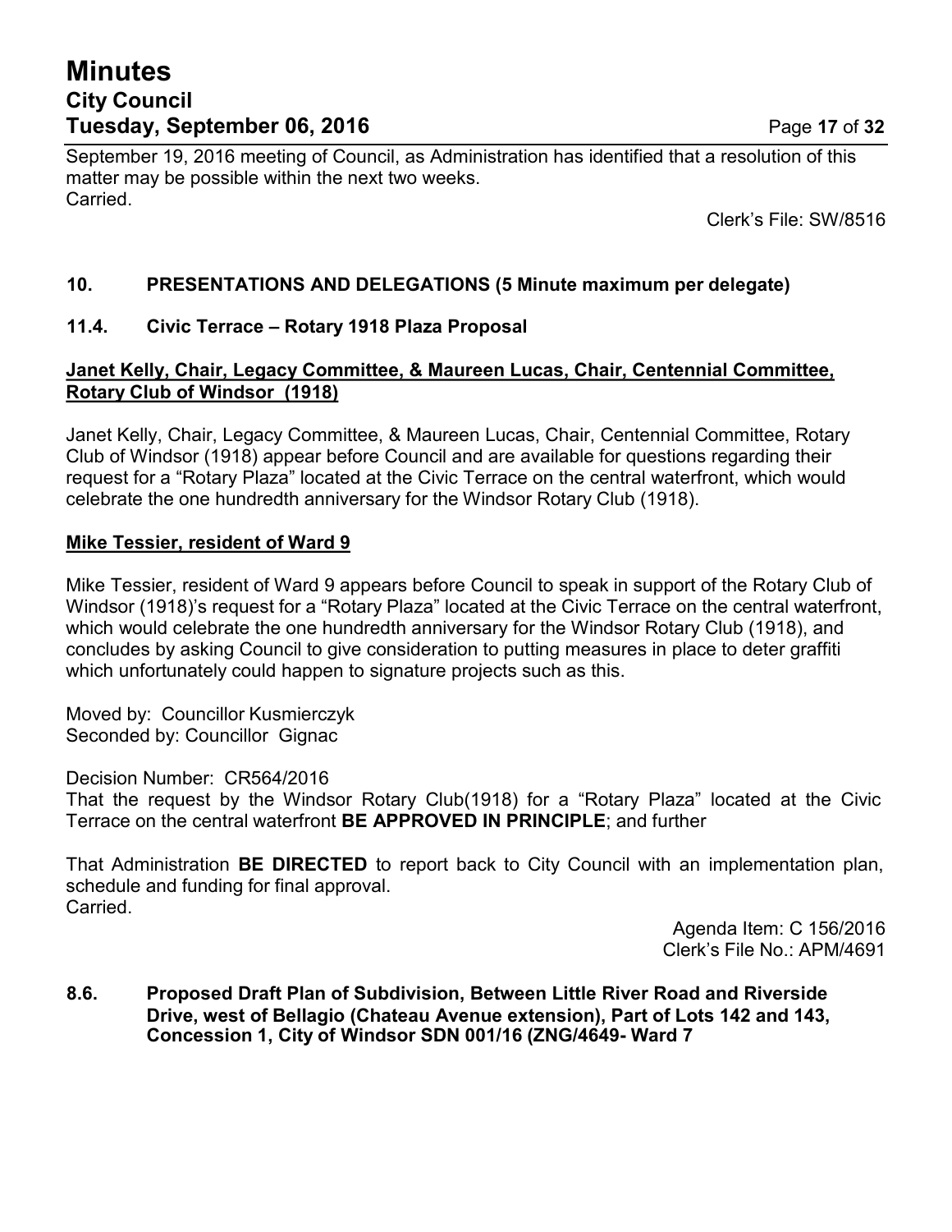September 19, 2016 meeting of Council, as Administration has identified that a resolution of this matter may be possible within the next two weeks.
Carried.

Clerk's File: SW/8516

## 10. PRESENTATIONS AND DELEGATIONS (5 Minute maximum per delegate)

### 11.4. Civic Terrace – Rotary 1918 Plaza Proposal

**Janet Kelly, Chair, Legacy Committee, & Maureen Lucas, Chair, Centennial Committee, Rotary Club of Windsor (1918)**

Janet Kelly, Chair, Legacy Committee, & Maureen Lucas, Chair, Centennial Committee, Rotary Club of Windsor (1918) appear before Council and are available for questions regarding their request for a "Rotary Plaza" located at the Civic Terrace on the central waterfront, which would celebrate the one hundredth anniversary for the Windsor Rotary Club (1918).

**Mike Tessier, resident of Ward 9**

Mike Tessier, resident of Ward 9 appears before Council to speak in support of the Rotary Club of Windsor (1918)'s request for a "Rotary Plaza" located at the Civic Terrace on the central waterfront, which would celebrate the one hundredth anniversary for the Windsor Rotary Club (1918), and concludes by asking Council to give consideration to putting measures in place to deter graffiti which unfortunately could happen to signature projects such as this.

Moved by: Councillor Kusmierczyk
Seconded by: Councillor Gignac

Decision Number: CR564/2016
That the request by the Windsor Rotary Club(1918) for a "Rotary Plaza" located at the Civic Terrace on the central waterfront **BE APPROVED IN PRINCIPLE**; and further

That Administration **BE DIRECTED** to report back to City Council with an implementation plan, schedule and funding for final approval.
Carried.

Agenda Item: C 156/2016
Clerk's File No.: APM/4691

### 8.6. Proposed Draft Plan of Subdivision, Between Little River Road and Riverside Drive, west of Bellagio (Chateau Avenue extension), Part of Lots 142 and 143, Concession 1, City of Windsor SDN 001/16 (ZNG/4649- Ward 7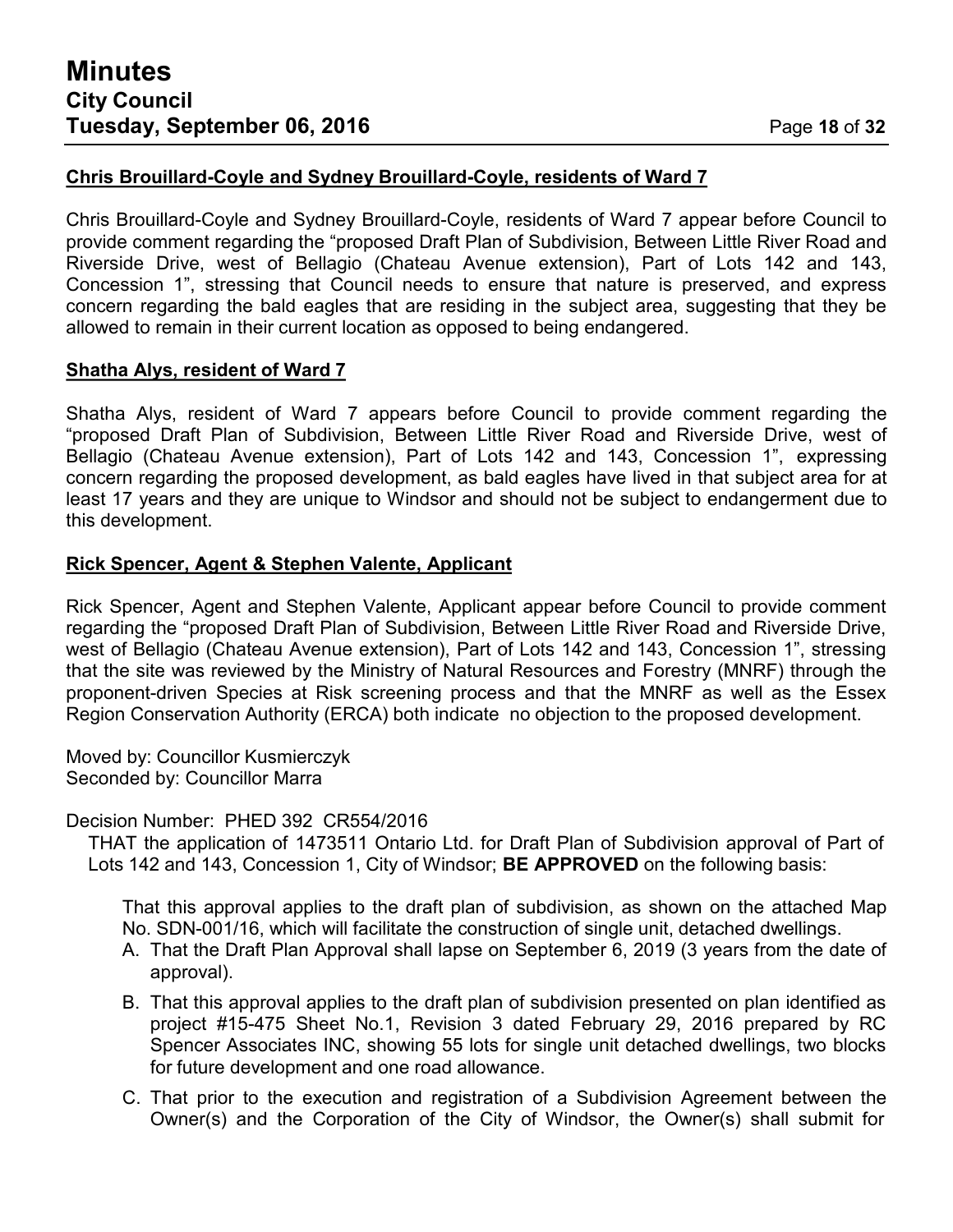**Chris Brouillard-Coyle and Sydney Brouillard-Coyle, residents of Ward 7**

Chris Brouillard-Coyle and Sydney Brouillard-Coyle, residents of Ward 7 appear before Council to provide comment regarding the "proposed Draft Plan of Subdivision, Between Little River Road and Riverside Drive, west of Bellagio (Chateau Avenue extension), Part of Lots 142 and 143, Concession 1", stressing that Council needs to ensure that nature is preserved, and express concern regarding the bald eagles that are residing in the subject area, suggesting that they be allowed to remain in their current location as opposed to being endangered.

**Shatha Alys, resident of Ward 7**

Shatha Alys, resident of Ward 7 appears before Council to provide comment regarding the "proposed Draft Plan of Subdivision, Between Little River Road and Riverside Drive, west of Bellagio (Chateau Avenue extension), Part of Lots 142 and 143, Concession 1", expressing concern regarding the proposed development, as bald eagles have lived in that subject area for at least 17 years and they are unique to Windsor and should not be subject to endangerment due to this development.

**Rick Spencer, Agent & Stephen Valente, Applicant**

Rick Spencer, Agent and Stephen Valente, Applicant appear before Council to provide comment regarding the "proposed Draft Plan of Subdivision, Between Little River Road and Riverside Drive, west of Bellagio (Chateau Avenue extension), Part of Lots 142 and 143, Concession 1", stressing that the site was reviewed by the Ministry of Natural Resources and Forestry (MNRF) through the proponent-driven Species at Risk screening process and that the MNRF as well as the Essex Region Conservation Authority (ERCA) both indicate no objection to the proposed development.

Moved by: Councillor Kusmierczyk
Seconded by: Councillor Marra

Decision Number: PHED 392 CR554/2016

THAT the application of 1473511 Ontario Ltd. for Draft Plan of Subdivision approval of Part of Lots 142 and 143, Concession 1, City of Windsor; **BE APPROVED** on the following basis:

That this approval applies to the draft plan of subdivision, as shown on the attached Map No. SDN-001/16, which will facilitate the construction of single unit, detached dwellings.

A. That the Draft Plan Approval shall lapse on September 6, 2019 (3 years from the date of approval).

B. That this approval applies to the draft plan of subdivision presented on plan identified as project #15-475 Sheet No.1, Revision 3 dated February 29, 2016 prepared by RC Spencer Associates INC, showing 55 lots for single unit detached dwellings, two blocks for future development and one road allowance.

C. That prior to the execution and registration of a Subdivision Agreement between the Owner(s) and the Corporation of the City of Windsor, the Owner(s) shall submit for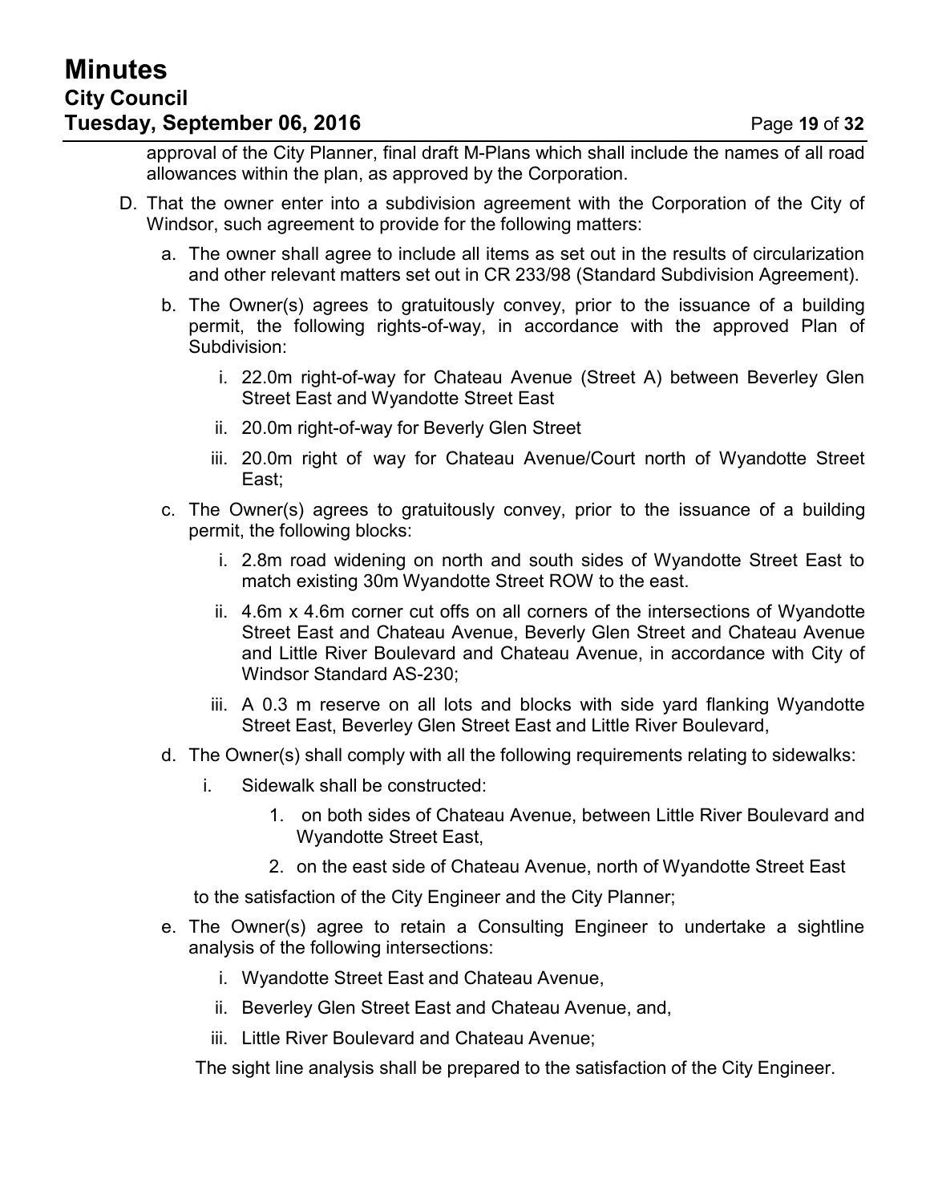approval of the City Planner, final draft M-Plans which shall include the names of all road allowances within the plan, as approved by the Corporation.

D. That the owner enter into a subdivision agreement with the Corporation of the City of Windsor, such agreement to provide for the following matters:

   a. The owner shall agree to include all items as set out in the results of circularization and other relevant matters set out in CR 233/98 (Standard Subdivision Agreement).

   b. The Owner(s) agrees to gratuitously convey, prior to the issuance of a building permit, the following rights-of-way, in accordance with the approved Plan of Subdivision:

      i. 22.0m right-of-way for Chateau Avenue (Street A) between Beverley Glen Street East and Wyandotte Street East

      ii. 20.0m right-of-way for Beverly Glen Street

      iii. 20.0m right of way for Chateau Avenue/Court north of Wyandotte Street East;

   c. The Owner(s) agrees to gratuitously convey, prior to the issuance of a building permit, the following blocks:

      i. 2.8m road widening on north and south sides of Wyandotte Street East to match existing 30m Wyandotte Street ROW to the east.

      ii. 4.6m x 4.6m corner cut offs on all corners of the intersections of Wyandotte Street East and Chateau Avenue, Beverly Glen Street and Chateau Avenue and Little River Boulevard and Chateau Avenue, in accordance with City of Windsor Standard AS-230;

      iii. A 0.3 m reserve on all lots and blocks with side yard flanking Wyandotte Street East, Beverley Glen Street East and Little River Boulevard,

   d. The Owner(s) shall comply with all the following requirements relating to sidewalks:

      i. Sidewalk shall be constructed:

         1. on both sides of Chateau Avenue, between Little River Boulevard and Wyandotte Street East,

         2. on the east side of Chateau Avenue, north of Wyandotte Street East

      to the satisfaction of the City Engineer and the City Planner;

   e. The Owner(s) agree to retain a Consulting Engineer to undertake a sightline analysis of the following intersections:

      i. Wyandotte Street East and Chateau Avenue,

      ii. Beverley Glen Street East and Chateau Avenue, and,

      iii. Little River Boulevard and Chateau Avenue;

      The sight line analysis shall be prepared to the satisfaction of the City Engineer.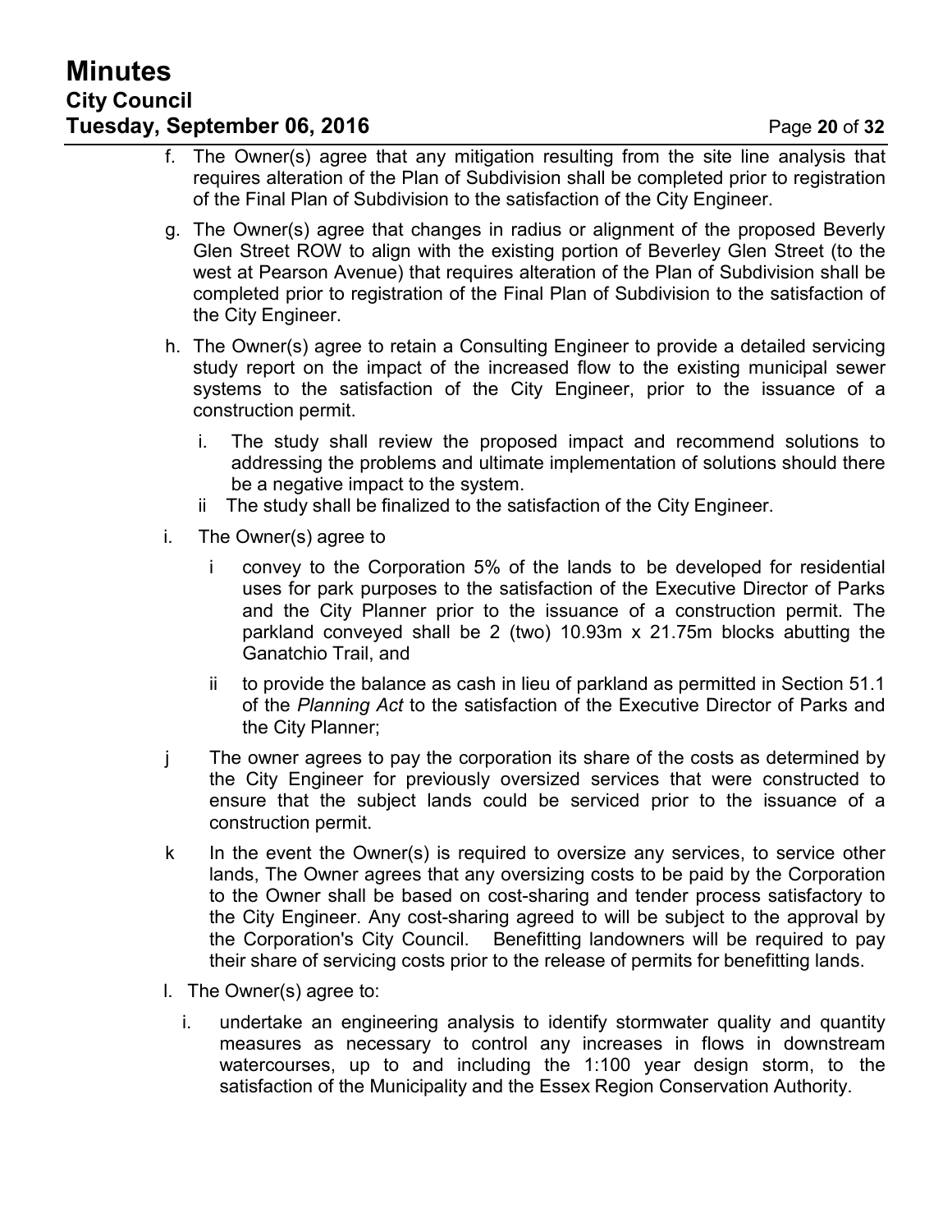f. The Owner(s) agree that any mitigation resulting from the site line analysis that requires alteration of the Plan of Subdivision shall be completed prior to registration of the Final Plan of Subdivision to the satisfaction of the City Engineer.

g. The Owner(s) agree that changes in radius or alignment of the proposed Beverly Glen Street ROW to align with the existing portion of Beverley Glen Street (to the west at Pearson Avenue) that requires alteration of the Plan of Subdivision shall be completed prior to registration of the Final Plan of Subdivision to the satisfaction of the City Engineer.

h. The Owner(s) agree to retain a Consulting Engineer to provide a detailed servicing study report on the impact of the increased flow to the existing municipal sewer systems to the satisfaction of the City Engineer, prior to the issuance of a construction permit.

   i. The study shall review the proposed impact and recommend solutions to addressing the problems and ultimate implementation of solutions should there be a negative impact to the system.

   ii The study shall be finalized to the satisfaction of the City Engineer.

i. The Owner(s) agree to

   i convey to the Corporation 5% of the lands to be developed for residential uses for park purposes to the satisfaction of the Executive Director of Parks and the City Planner prior to the issuance of a construction permit. The parkland conveyed shall be 2 (two) 10.93m x 21.75m blocks abutting the Ganatchio Trail, and

   ii to provide the balance as cash in lieu of parkland as permitted in Section 51.1 of the *Planning Act* to the satisfaction of the Executive Director of Parks and the City Planner;

j The owner agrees to pay the corporation its share of the costs as determined by the City Engineer for previously oversized services that were constructed to ensure that the subject lands could be serviced prior to the issuance of a construction permit.

k In the event the Owner(s) is required to oversize any services, to service other lands, The Owner agrees that any oversizing costs to be paid by the Corporation to the Owner shall be based on cost-sharing and tender process satisfactory to the City Engineer. Any cost-sharing agreed to will be subject to the approval by the Corporation's City Council. Benefitting landowners will be required to pay their share of servicing costs prior to the release of permits for benefitting lands.

l. The Owner(s) agree to:

   i. undertake an engineering analysis to identify stormwater quality and quantity measures as necessary to control any increases in flows in downstream watercourses, up to and including the 1:100 year design storm, to the satisfaction of the Municipality and the Essex Region Conservation Authority.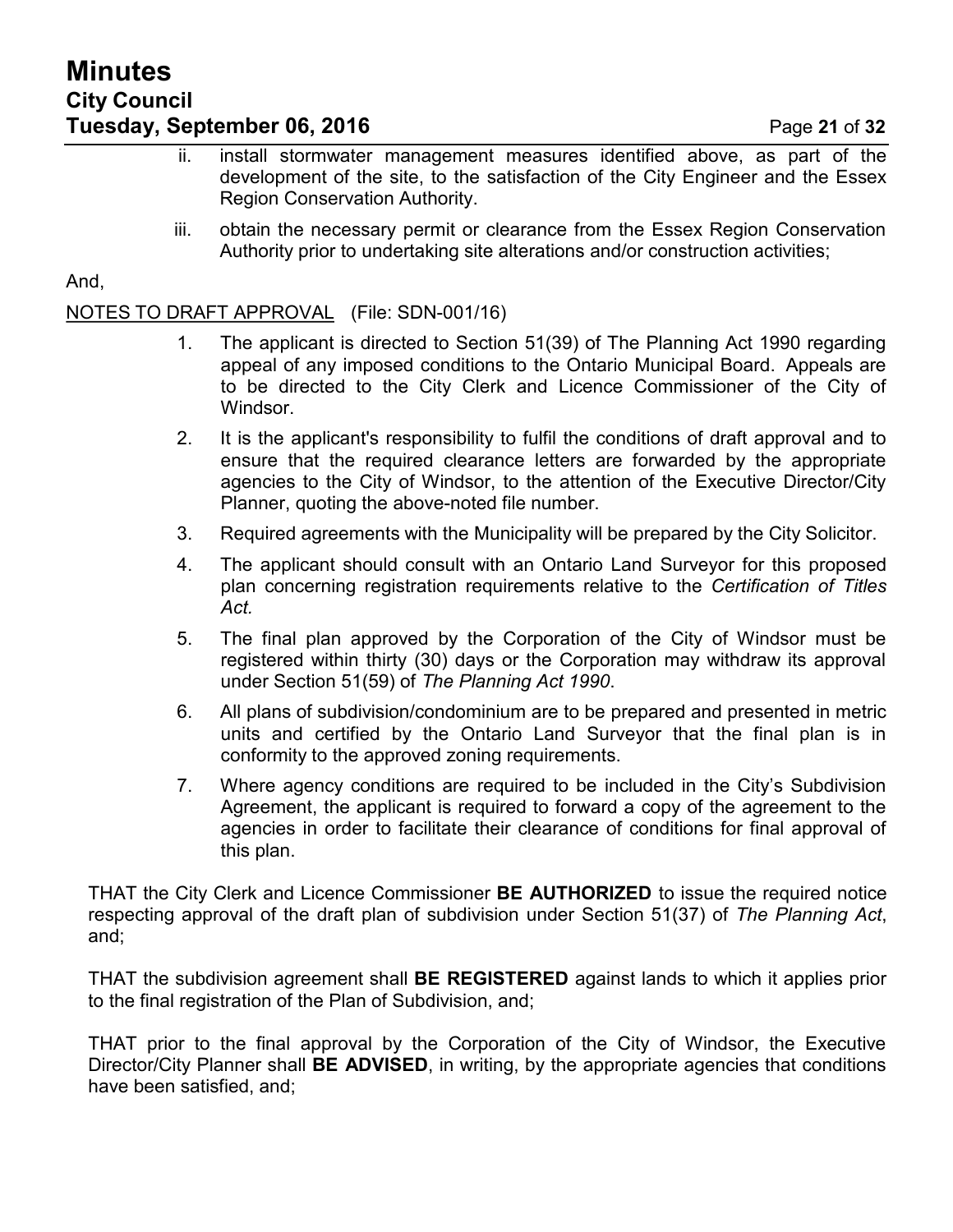ii. install stormwater management measures identified above, as part of the development of the site, to the satisfaction of the City Engineer and the Essex Region Conservation Authority.

iii. obtain the necessary permit or clearance from the Essex Region Conservation Authority prior to undertaking site alterations and/or construction activities;

And,

NOTES TO DRAFT APPROVAL (File: SDN-001/16)

1. The applicant is directed to Section 51(39) of The Planning Act 1990 regarding appeal of any imposed conditions to the Ontario Municipal Board. Appeals are to be directed to the City Clerk and Licence Commissioner of the City of Windsor.
2. It is the applicant's responsibility to fulfil the conditions of draft approval and to ensure that the required clearance letters are forwarded by the appropriate agencies to the City of Windsor, to the attention of the Executive Director/City Planner, quoting the above-noted file number.
3. Required agreements with the Municipality will be prepared by the City Solicitor.
4. The applicant should consult with an Ontario Land Surveyor for this proposed plan concerning registration requirements relative to the *Certification of Titles Act.*
5. The final plan approved by the Corporation of the City of Windsor must be registered within thirty (30) days or the Corporation may withdraw its approval under Section 51(59) of *The Planning Act 1990*.
6. All plans of subdivision/condominium are to be prepared and presented in metric units and certified by the Ontario Land Surveyor that the final plan is in conformity to the approved zoning requirements.
7. Where agency conditions are required to be included in the City's Subdivision Agreement, the applicant is required to forward a copy of the agreement to the agencies in order to facilitate their clearance of conditions for final approval of this plan.

THAT the City Clerk and Licence Commissioner **BE AUTHORIZED** to issue the required notice respecting approval of the draft plan of subdivision under Section 51(37) of *The Planning Act*, and;

THAT the subdivision agreement shall **BE REGISTERED** against lands to which it applies prior to the final registration of the Plan of Subdivision, and;

THAT prior to the final approval by the Corporation of the City of Windsor, the Executive Director/City Planner shall **BE ADVISED**, in writing, by the appropriate agencies that conditions have been satisfied, and;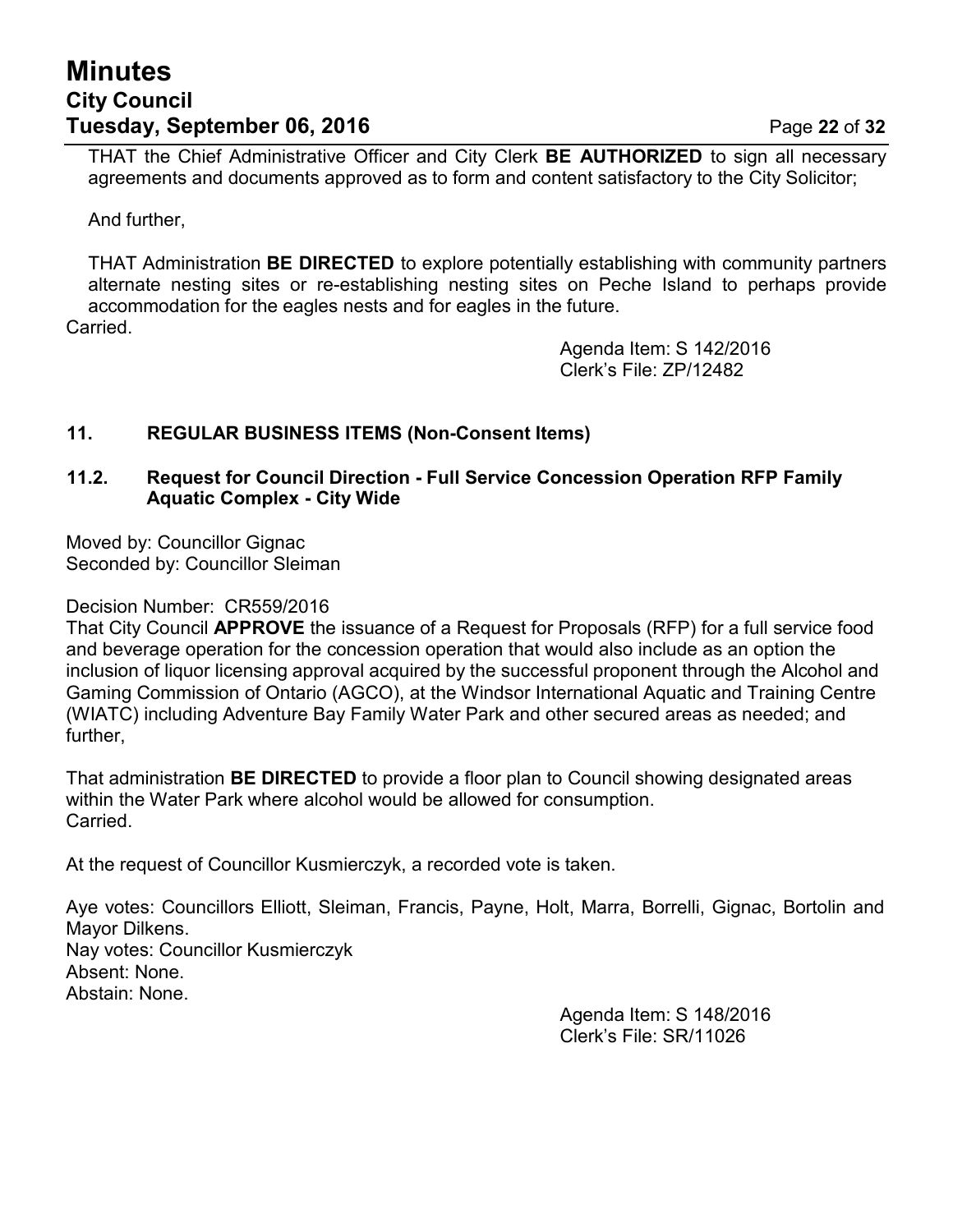THAT the Chief Administrative Officer and City Clerk **BE AUTHORIZED** to sign all necessary agreements and documents approved as to form and content satisfactory to the City Solicitor;

And further,

THAT Administration **BE DIRECTED** to explore potentially establishing with community partners alternate nesting sites or re-establishing nesting sites on Peche Island to perhaps provide accommodation for the eagles nests and for eagles in the future.

Carried.

Agenda Item: S 142/2016
Clerk's File: ZP/12482

## 11. REGULAR BUSINESS ITEMS (Non-Consent Items)

### 11.2. Request for Council Direction - Full Service Concession Operation RFP Family Aquatic Complex - City Wide

Moved by: Councillor Gignac
Seconded by: Councillor Sleiman

Decision Number: CR559/2016

That City Council **APPROVE** the issuance of a Request for Proposals (RFP) for a full service food and beverage operation for the concession operation that would also include as an option the inclusion of liquor licensing approval acquired by the successful proponent through the Alcohol and Gaming Commission of Ontario (AGCO), at the Windsor International Aquatic and Training Centre (WIATC) including Adventure Bay Family Water Park and other secured areas as needed; and further,

That administration **BE DIRECTED** to provide a floor plan to Council showing designated areas within the Water Park where alcohol would be allowed for consumption.

Carried.

At the request of Councillor Kusmierczyk, a recorded vote is taken.

Aye votes: Councillors Elliott, Sleiman, Francis, Payne, Holt, Marra, Borrelli, Gignac, Bortolin and Mayor Dilkens.
Nay votes: Councillor Kusmierczyk
Absent: None.
Abstain: None.

Agenda Item: S 148/2016
Clerk's File: SR/11026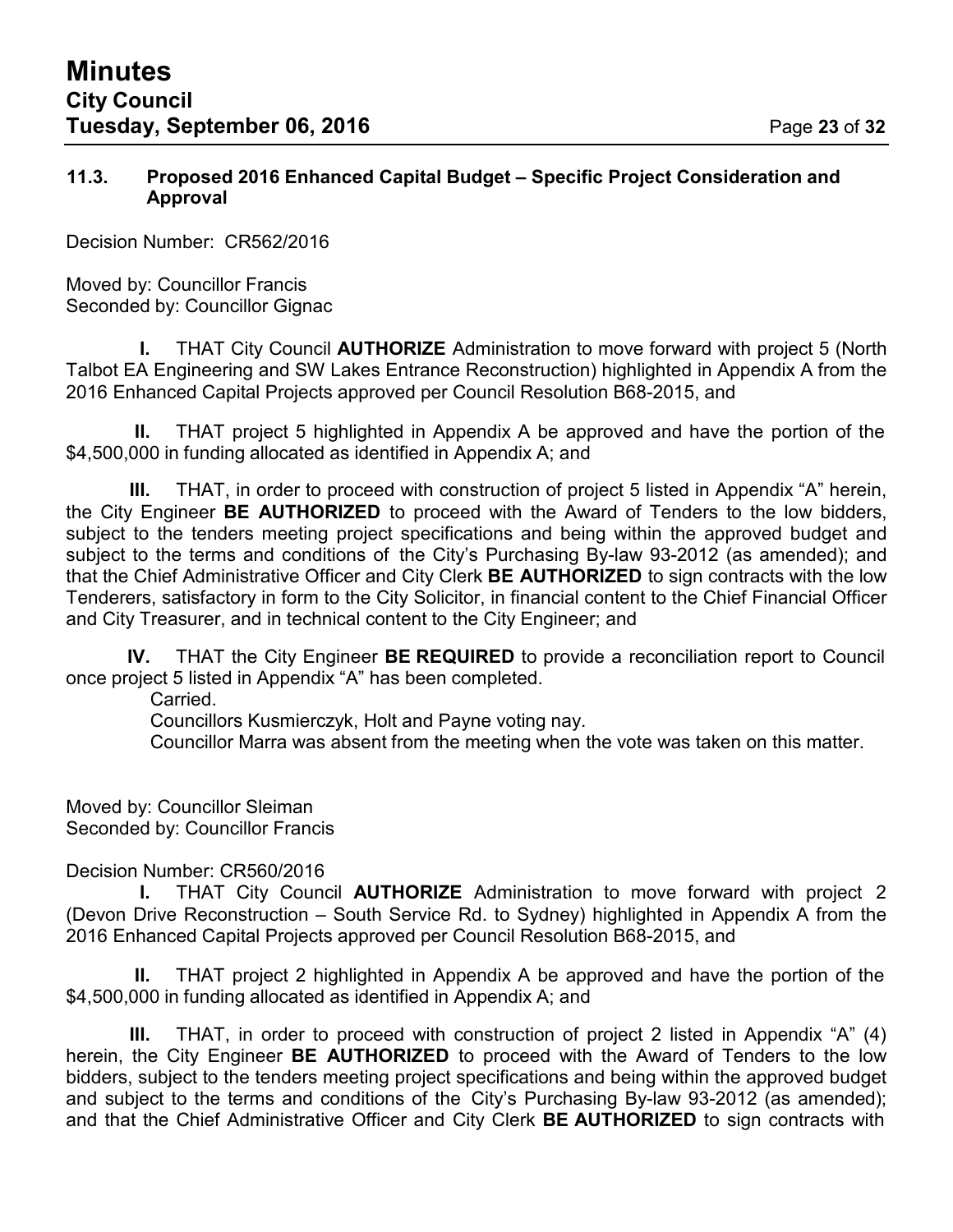### 11.3. Proposed 2016 Enhanced Capital Budget – Specific Project Consideration and Approval

Decision Number: CR562/2016

Moved by: Councillor Francis
Seconded by: Councillor Gignac

**I.** THAT City Council **AUTHORIZE** Administration to move forward with project 5 (North Talbot EA Engineering and SW Lakes Entrance Reconstruction) highlighted in Appendix A from the 2016 Enhanced Capital Projects approved per Council Resolution B68-2015, and

**II.** THAT project 5 highlighted in Appendix A be approved and have the portion of the $4,500,000 in funding allocated as identified in Appendix A; and

**III.** THAT, in order to proceed with construction of project 5 listed in Appendix "A" herein, the City Engineer **BE AUTHORIZED** to proceed with the Award of Tenders to the low bidders, subject to the tenders meeting project specifications and being within the approved budget and subject to the terms and conditions of the City's Purchasing By-law 93-2012 (as amended); and that the Chief Administrative Officer and City Clerk **BE AUTHORIZED** to sign contracts with the low Tenderers, satisfactory in form to the City Solicitor, in financial content to the Chief Financial Officer and City Treasurer, and in technical content to the City Engineer; and

**IV.** THAT the City Engineer **BE REQUIRED** to provide a reconciliation report to Council once project 5 listed in Appendix "A" has been completed.

Carried.
Councillors Kusmierczyk, Holt and Payne voting nay.
Councillor Marra was absent from the meeting when the vote was taken on this matter.

Moved by: Councillor Sleiman
Seconded by: Councillor Francis

Decision Number: CR560/2016

**I.** THAT City Council **AUTHORIZE** Administration to move forward with project 2 (Devon Drive Reconstruction – South Service Rd. to Sydney) highlighted in Appendix A from the 2016 Enhanced Capital Projects approved per Council Resolution B68-2015, and

**II.** THAT project 2 highlighted in Appendix A be approved and have the portion of the $4,500,000 in funding allocated as identified in Appendix A; and

**III.** THAT, in order to proceed with construction of project 2 listed in Appendix "A" (4) herein, the City Engineer **BE AUTHORIZED** to proceed with the Award of Tenders to the low bidders, subject to the tenders meeting project specifications and being within the approved budget and subject to the terms and conditions of the City's Purchasing By-law 93-2012 (as amended); and that the Chief Administrative Officer and City Clerk **BE AUTHORIZED** to sign contracts with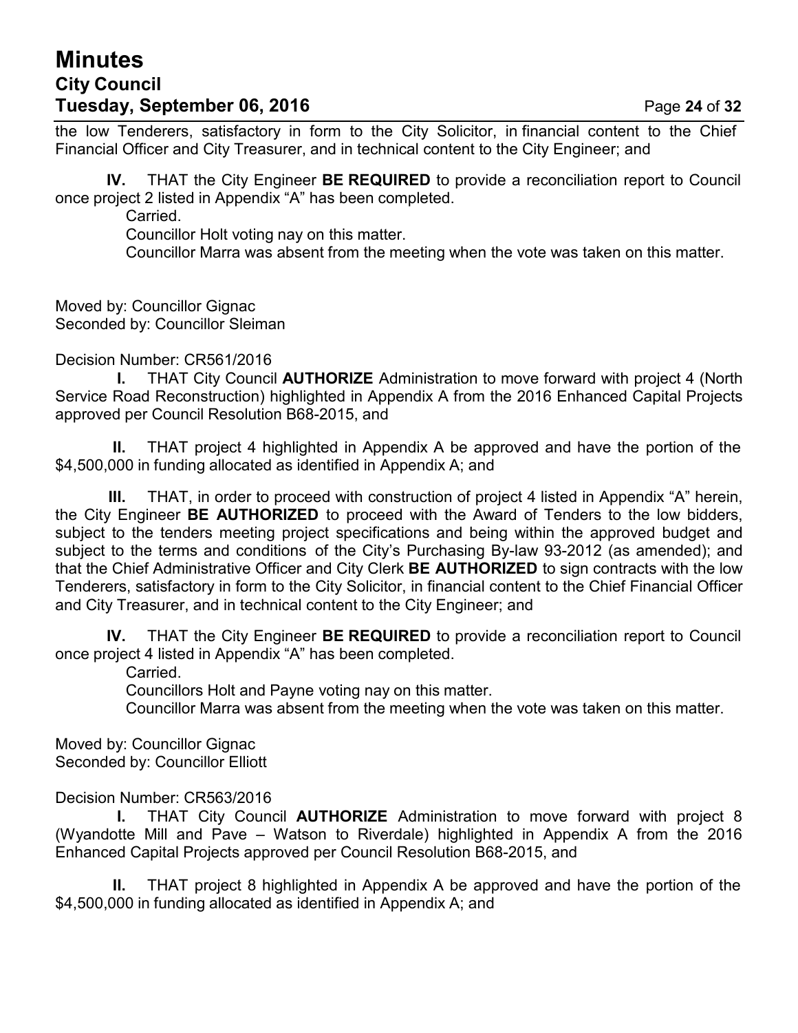the low Tenderers, satisfactory in form to the City Solicitor, in financial content to the Chief Financial Officer and City Treasurer, and in technical content to the City Engineer; and

**IV.** THAT the City Engineer **BE REQUIRED** to provide a reconciliation report to Council once project 2 listed in Appendix "A" has been completed.

Carried.

Councillor Holt voting nay on this matter.

Councillor Marra was absent from the meeting when the vote was taken on this matter.

Moved by: Councillor Gignac
Seconded by: Councillor Sleiman

Decision Number: CR561/2016

**I.** THAT City Council **AUTHORIZE** Administration to move forward with project 4 (North Service Road Reconstruction) highlighted in Appendix A from the 2016 Enhanced Capital Projects approved per Council Resolution B68-2015, and

**II.** THAT project 4 highlighted in Appendix A be approved and have the portion of the $4,500,000 in funding allocated as identified in Appendix A; and

**III.** THAT, in order to proceed with construction of project 4 listed in Appendix "A" herein, the City Engineer **BE AUTHORIZED** to proceed with the Award of Tenders to the low bidders, subject to the tenders meeting project specifications and being within the approved budget and subject to the terms and conditions of the City's Purchasing By-law 93-2012 (as amended); and that the Chief Administrative Officer and City Clerk **BE AUTHORIZED** to sign contracts with the low Tenderers, satisfactory in form to the City Solicitor, in financial content to the Chief Financial Officer and City Treasurer, and in technical content to the City Engineer; and

**IV.** THAT the City Engineer **BE REQUIRED** to provide a reconciliation report to Council once project 4 listed in Appendix "A" has been completed.

Carried.

Councillors Holt and Payne voting nay on this matter.

Councillor Marra was absent from the meeting when the vote was taken on this matter.

Moved by: Councillor Gignac
Seconded by: Councillor Elliott

Decision Number: CR563/2016

**I.** THAT City Council **AUTHORIZE** Administration to move forward with project 8 (Wyandotte Mill and Pave – Watson to Riverdale) highlighted in Appendix A from the 2016 Enhanced Capital Projects approved per Council Resolution B68-2015, and

**II.** THAT project 8 highlighted in Appendix A be approved and have the portion of the $4,500,000 in funding allocated as identified in Appendix A; and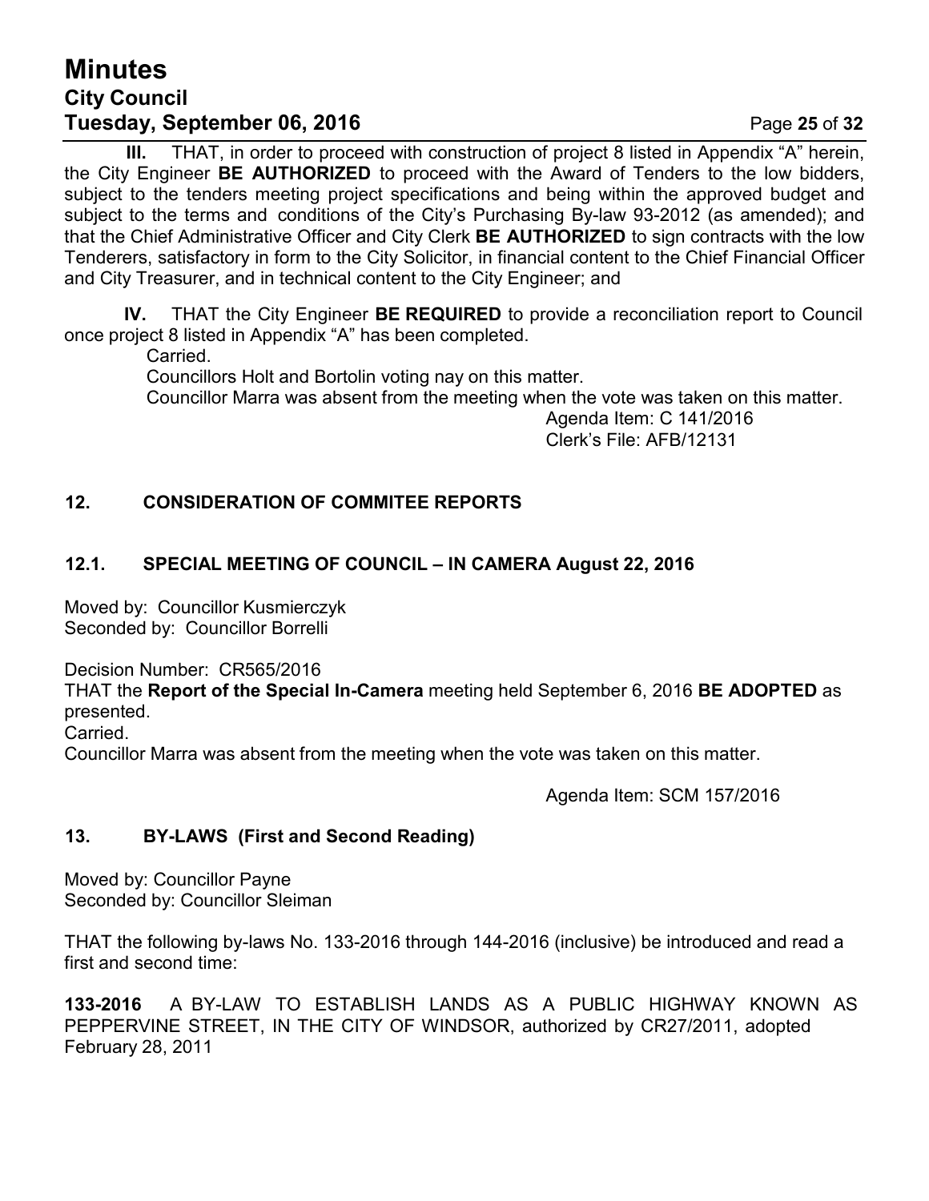**III.** THAT, in order to proceed with construction of project 8 listed in Appendix "A" herein, the City Engineer **BE AUTHORIZED** to proceed with the Award of Tenders to the low bidders, subject to the tenders meeting project specifications and being within the approved budget and subject to the terms and conditions of the City's Purchasing By-law 93-2012 (as amended); and that the Chief Administrative Officer and City Clerk **BE AUTHORIZED** to sign contracts with the low Tenderers, satisfactory in form to the City Solicitor, in financial content to the Chief Financial Officer and City Treasurer, and in technical content to the City Engineer; and

**IV.** THAT the City Engineer **BE REQUIRED** to provide a reconciliation report to Council once project 8 listed in Appendix "A" has been completed.

Carried.

Councillors Holt and Bortolin voting nay on this matter.

Councillor Marra was absent from the meeting when the vote was taken on this matter.

Agenda Item: C 141/2016
Clerk's File: AFB/12131

### 12. CONSIDERATION OF COMMITEE REPORTS

### 12.1. SPECIAL MEETING OF COUNCIL – IN CAMERA August 22, 2016

Moved by: Councillor Kusmierczyk
Seconded by: Councillor Borrelli

Decision Number: CR565/2016
THAT the **Report of the Special In-Camera** meeting held September 6, 2016 **BE ADOPTED** as presented.
Carried.
Councillor Marra was absent from the meeting when the vote was taken on this matter.

Agenda Item: SCM 157/2016

### 13. BY-LAWS (First and Second Reading)

Moved by: Councillor Payne
Seconded by: Councillor Sleiman

THAT the following by-laws No. 133-2016 through 144-2016 (inclusive) be introduced and read a first and second time:

**133-2016** A BY-LAW TO ESTABLISH LANDS AS A PUBLIC HIGHWAY KNOWN AS PEPPERVINE STREET, IN THE CITY OF WINDSOR, authorized by CR27/2011, adopted February 28, 2011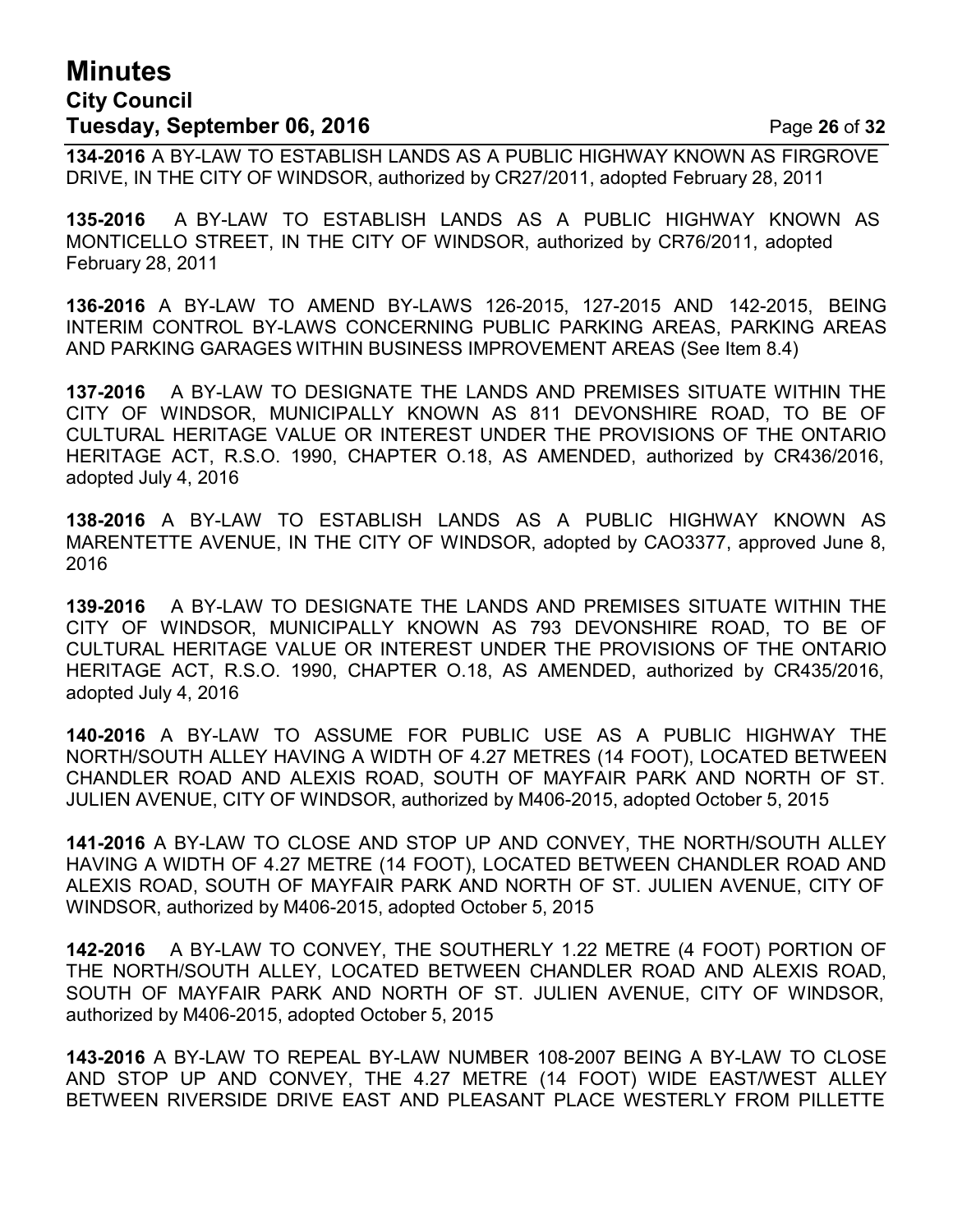**134-2016** A BY-LAW TO ESTABLISH LANDS AS A PUBLIC HIGHWAY KNOWN AS FIRGROVE DRIVE, IN THE CITY OF WINDSOR, authorized by CR27/2011, adopted February 28, 2011

**135-2016** A BY-LAW TO ESTABLISH LANDS AS A PUBLIC HIGHWAY KNOWN AS MONTICELLO STREET, IN THE CITY OF WINDSOR, authorized by CR76/2011, adopted February 28, 2011

**136-2016** A BY-LAW TO AMEND BY-LAWS 126-2015, 127-2015 AND 142-2015, BEING INTERIM CONTROL BY-LAWS CONCERNING PUBLIC PARKING AREAS, PARKING AREAS AND PARKING GARAGES WITHIN BUSINESS IMPROVEMENT AREAS (See Item 8.4)

**137-2016** A BY-LAW TO DESIGNATE THE LANDS AND PREMISES SITUATE WITHIN THE CITY OF WINDSOR, MUNICIPALLY KNOWN AS 811 DEVONSHIRE ROAD, TO BE OF CULTURAL HERITAGE VALUE OR INTEREST UNDER THE PROVISIONS OF THE ONTARIO HERITAGE ACT, R.S.O. 1990, CHAPTER O.18, AS AMENDED, authorized by CR436/2016, adopted July 4, 2016

**138-2016** A BY-LAW TO ESTABLISH LANDS AS A PUBLIC HIGHWAY KNOWN AS MARENTETTE AVENUE, IN THE CITY OF WINDSOR, adopted by CAO3377, approved June 8, 2016

**139-2016** A BY-LAW TO DESIGNATE THE LANDS AND PREMISES SITUATE WITHIN THE CITY OF WINDSOR, MUNICIPALLY KNOWN AS 793 DEVONSHIRE ROAD, TO BE OF CULTURAL HERITAGE VALUE OR INTEREST UNDER THE PROVISIONS OF THE ONTARIO HERITAGE ACT, R.S.O. 1990, CHAPTER O.18, AS AMENDED, authorized by CR435/2016, adopted July 4, 2016

**140-2016** A BY-LAW TO ASSUME FOR PUBLIC USE AS A PUBLIC HIGHWAY THE NORTH/SOUTH ALLEY HAVING A WIDTH OF 4.27 METRES (14 FOOT), LOCATED BETWEEN CHANDLER ROAD AND ALEXIS ROAD, SOUTH OF MAYFAIR PARK AND NORTH OF ST. JULIEN AVENUE, CITY OF WINDSOR, authorized by M406-2015, adopted October 5, 2015

**141-2016** A BY-LAW TO CLOSE AND STOP UP AND CONVEY, THE NORTH/SOUTH ALLEY HAVING A WIDTH OF 4.27 METRE (14 FOOT), LOCATED BETWEEN CHANDLER ROAD AND ALEXIS ROAD, SOUTH OF MAYFAIR PARK AND NORTH OF ST. JULIEN AVENUE, CITY OF WINDSOR, authorized by M406-2015, adopted October 5, 2015

**142-2016** A BY-LAW TO CONVEY, THE SOUTHERLY 1.22 METRE (4 FOOT) PORTION OF THE NORTH/SOUTH ALLEY, LOCATED BETWEEN CHANDLER ROAD AND ALEXIS ROAD, SOUTH OF MAYFAIR PARK AND NORTH OF ST. JULIEN AVENUE, CITY OF WINDSOR, authorized by M406-2015, adopted October 5, 2015

**143-2016** A BY-LAW TO REPEAL BY-LAW NUMBER 108-2007 BEING A BY-LAW TO CLOSE AND STOP UP AND CONVEY, THE 4.27 METRE (14 FOOT) WIDE EAST/WEST ALLEY BETWEEN RIVERSIDE DRIVE EAST AND PLEASANT PLACE WESTERLY FROM PILLETTE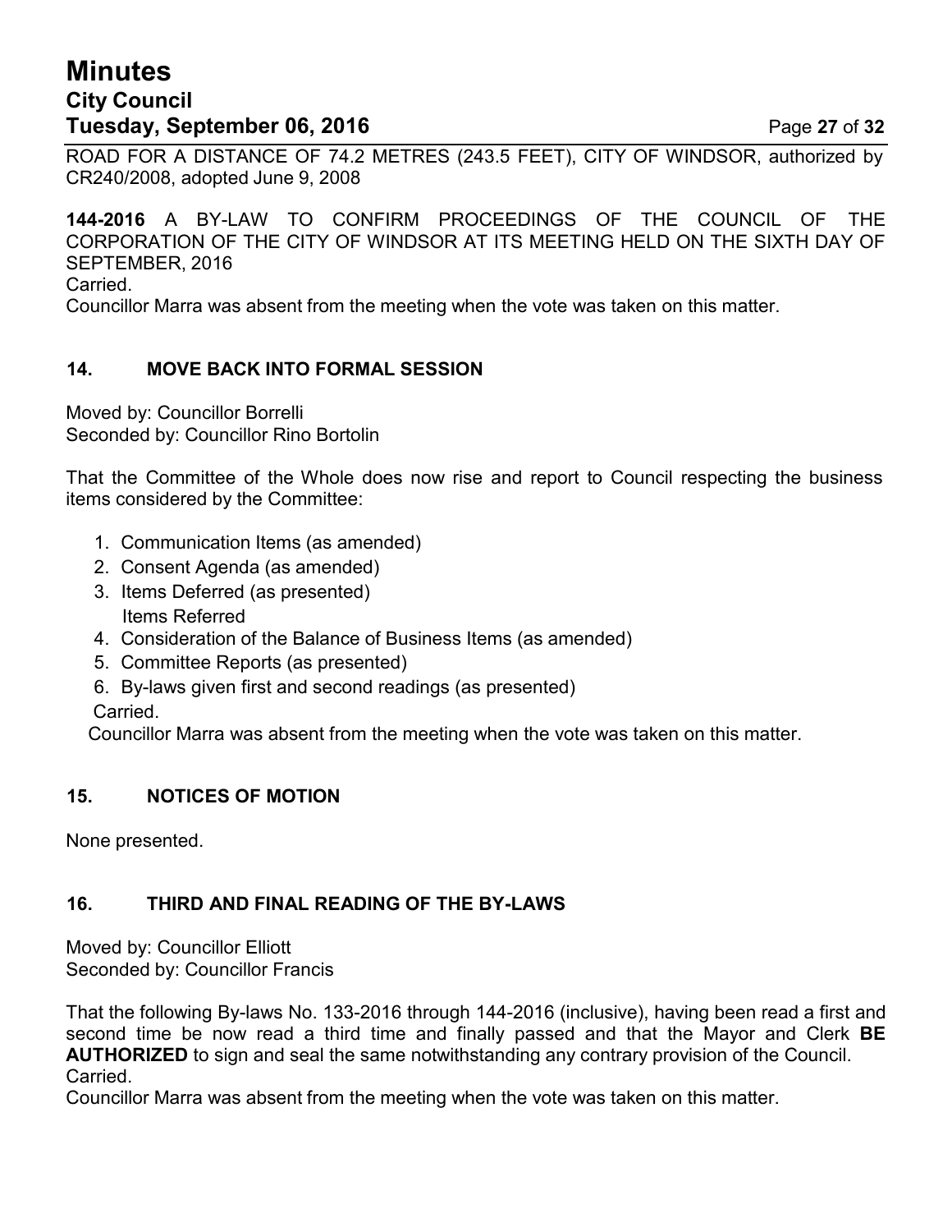ROAD FOR A DISTANCE OF 74.2 METRES (243.5 FEET), CITY OF WINDSOR, authorized by CR240/2008, adopted June 9, 2008

**144-2016** A BY-LAW TO CONFIRM PROCEEDINGS OF THE COUNCIL OF THE CORPORATION OF THE CITY OF WINDSOR AT ITS MEETING HELD ON THE SIXTH DAY OF SEPTEMBER, 2016
Carried.
Councillor Marra was absent from the meeting when the vote was taken on this matter.

### 14. MOVE BACK INTO FORMAL SESSION

Moved by: Councillor Borrelli
Seconded by: Councillor Rino Bortolin

That the Committee of the Whole does now rise and report to Council respecting the business items considered by the Committee:

1. Communication Items (as amended)
2. Consent Agenda (as amended)
3. Items Deferred (as presented)
   Items Referred
4. Consideration of the Balance of Business Items (as amended)
5. Committee Reports (as presented)
6. By-laws given first and second readings (as presented)

Carried.
Councillor Marra was absent from the meeting when the vote was taken on this matter.

### 15. NOTICES OF MOTION

None presented.

### 16. THIRD AND FINAL READING OF THE BY-LAWS

Moved by: Councillor Elliott
Seconded by: Councillor Francis

That the following By-laws No. 133-2016 through 144-2016 (inclusive), having been read a first and second time be now read a third time and finally passed and that the Mayor and Clerk **BE AUTHORIZED** to sign and seal the same notwithstanding any contrary provision of the Council.
Carried.
Councillor Marra was absent from the meeting when the vote was taken on this matter.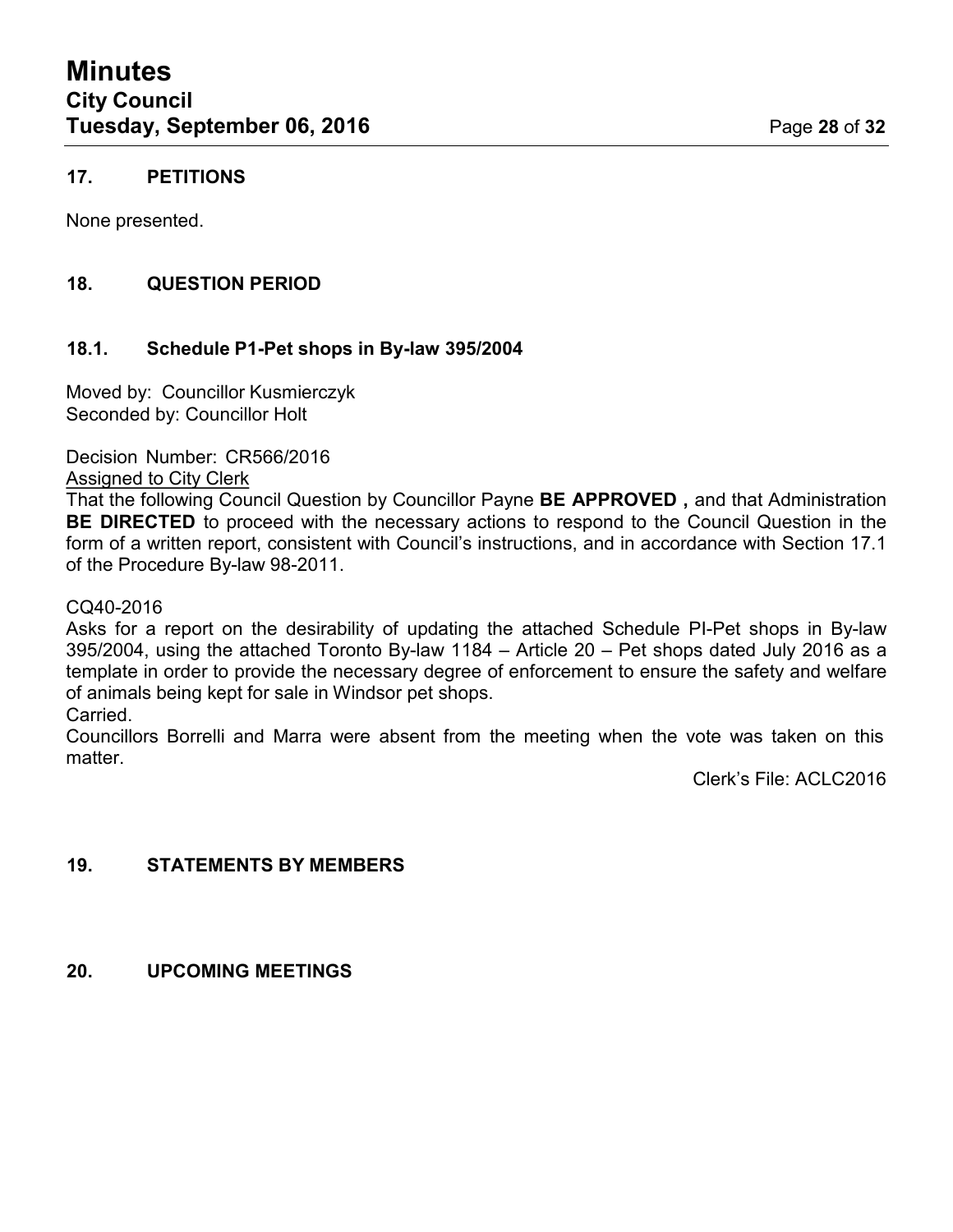## 17. PETITIONS

None presented.

## 18. QUESTION PERIOD

### 18.1. Schedule P1-Pet shops in By-law 395/2004

Moved by: Councillor Kusmierczyk
Seconded by: Councillor Holt

Decision Number: CR566/2016
Assigned to City Clerk
That the following Council Question by Councillor Payne **BE APPROVED ,** and that Administration **BE DIRECTED** to proceed with the necessary actions to respond to the Council Question in the form of a written report, consistent with Council's instructions, and in accordance with Section 17.1 of the Procedure By-law 98-2011.

CQ40-2016
Asks for a report on the desirability of updating the attached Schedule PI-Pet shops in By-law 395/2004, using the attached Toronto By-law 1184 – Article 20 – Pet shops dated July 2016 as a template in order to provide the necessary degree of enforcement to ensure the safety and welfare of animals being kept for sale in Windsor pet shops.
Carried.
Councillors Borrelli and Marra were absent from the meeting when the vote was taken on this matter.

Clerk's File: ACLC2016

## 19. STATEMENTS BY MEMBERS

## 20. UPCOMING MEETINGS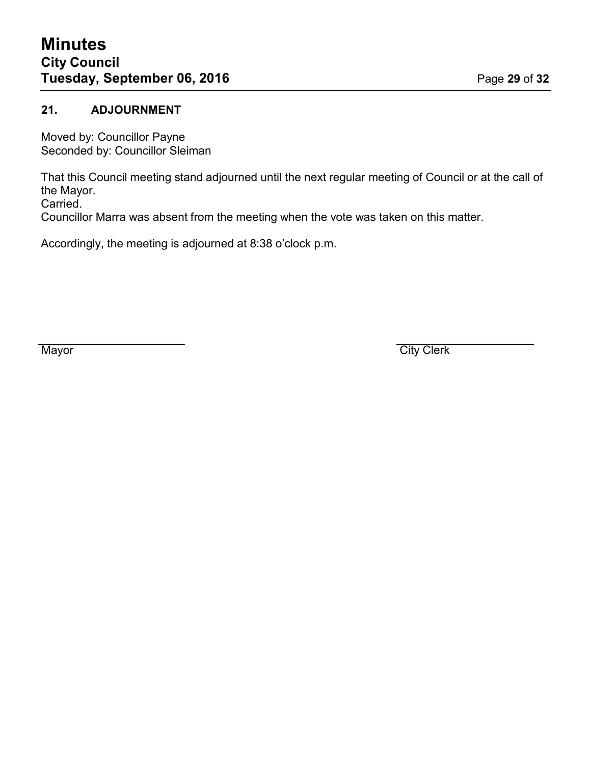## 21. ADJOURNMENT

Moved by: Councillor Payne
Seconded by: Councillor Sleiman

That this Council meeting stand adjourned until the next regular meeting of Council or at the call of the Mayor.
Carried.
Councillor Marra was absent from the meeting when the vote was taken on this matter.

Accordingly, the meeting is adjourned at 8:38 o'clock p.m.

\_\_\_\_\_\_\_\_\_\_\_\_\_\_\_\_\_\_\_\_\_\_ \_\_\_\_\_\_\_\_\_\_\_\_\_\_\_\_\_\_\_\_\_\_

Mayor City Clerk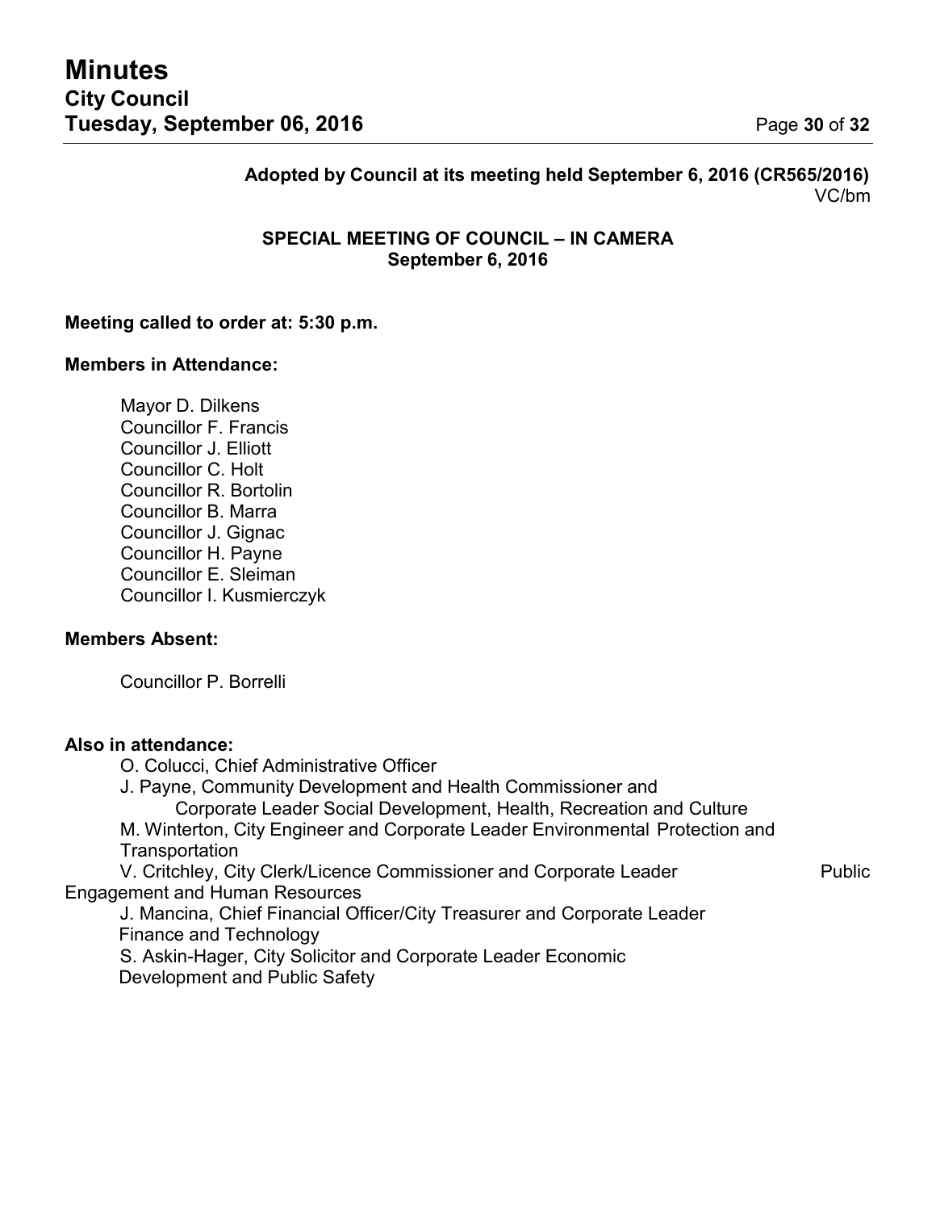**Adopted by Council at its meeting held September 6, 2016 (CR565/2016)**
VC/bm

**SPECIAL MEETING OF COUNCIL – IN CAMERA**
**September 6, 2016**

**Meeting called to order at: 5:30 p.m.**

**Members in Attendance:**

Mayor D. Dilkens
Councillor F. Francis
Councillor J. Elliott
Councillor C. Holt
Councillor R. Bortolin
Councillor B. Marra
Councillor J. Gignac
Councillor H. Payne
Councillor E. Sleiman
Councillor I. Kusmierczyk

**Members Absent:**

Councillor P. Borrelli

**Also in attendance:**

O. Colucci, Chief Administrative Officer
J. Payne, Community Development and Health Commissioner and Corporate Leader Social Development, Health, Recreation and Culture
M. Winterton, City Engineer and Corporate Leader Environmental Protection and Transportation
V. Critchley, City Clerk/Licence Commissioner and Corporate Leader Public Engagement and Human Resources
J. Mancina, Chief Financial Officer/City Treasurer and Corporate Leader Finance and Technology
S. Askin-Hager, City Solicitor and Corporate Leader Economic Development and Public Safety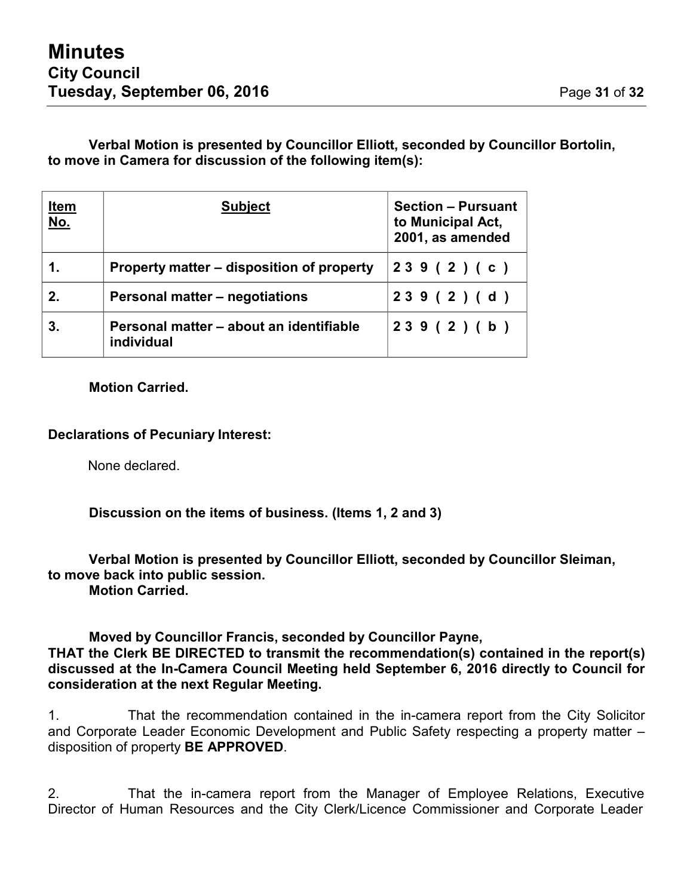**Verbal Motion is presented by Councillor Elliott, seconded by Councillor Bortolin, to move in Camera for discussion of the following item(s):**

| **Item No.** | **Subject** | **Section – Pursuant to Municipal Act, 2001, as amended** |
|---|---|---|
| **1.** | **Property matter – disposition of property** | **239(2)(c)** |
| **2.** | **Personal matter – negotiations** | **239(2)(d)** |
| **3.** | **Personal matter – about an identifiable individual** | **239(2)(b)** |

**Motion Carried.**

**Declarations of Pecuniary Interest:**

None declared.

**Discussion on the items of business. (Items 1, 2 and 3)**

**Verbal Motion is presented by Councillor Elliott, seconded by Councillor Sleiman, to move back into public session.**
**Motion Carried.**

**Moved by Councillor Francis, seconded by Councillor Payne,**
**THAT the Clerk BE DIRECTED to transmit the recommendation(s) contained in the report(s) discussed at the In-Camera Council Meeting held September 6, 2016 directly to Council for consideration at the next Regular Meeting.**

1. That the recommendation contained in the in-camera report from the City Solicitor and Corporate Leader Economic Development and Public Safety respecting a property matter – disposition of property **BE APPROVED**.

2. That the in-camera report from the Manager of Employee Relations, Executive Director of Human Resources and the City Clerk/Licence Commissioner and Corporate Leader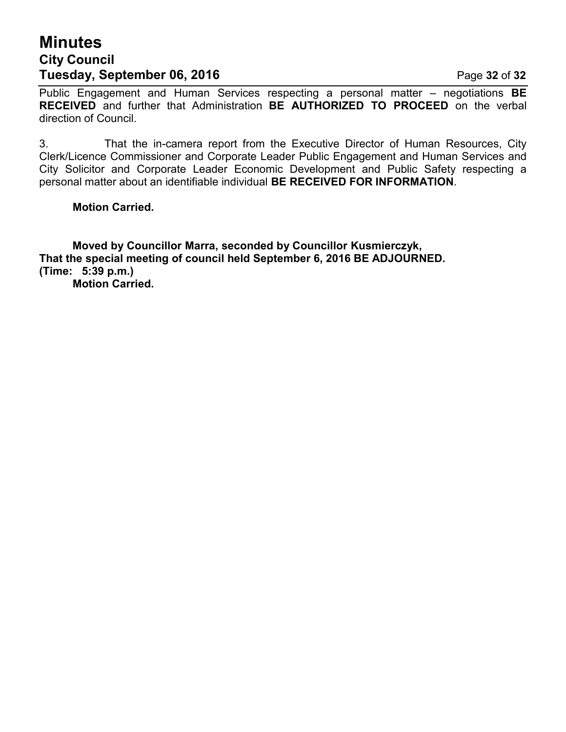Public Engagement and Human Services respecting a personal matter – negotiations **BE RECEIVED** and further that Administration **BE AUTHORIZED TO PROCEED** on the verbal direction of Council.

3. That the in-camera report from the Executive Director of Human Resources, City Clerk/Licence Commissioner and Corporate Leader Public Engagement and Human Services and City Solicitor and Corporate Leader Economic Development and Public Safety respecting a personal matter about an identifiable individual **BE RECEIVED FOR INFORMATION**.

**Motion Carried.**

**Moved by Councillor Marra, seconded by Councillor Kusmierczyk,**
**That the special meeting of council held September 6, 2016 BE ADJOURNED.**
**(Time: 5:39 p.m.)**
**Motion Carried.**